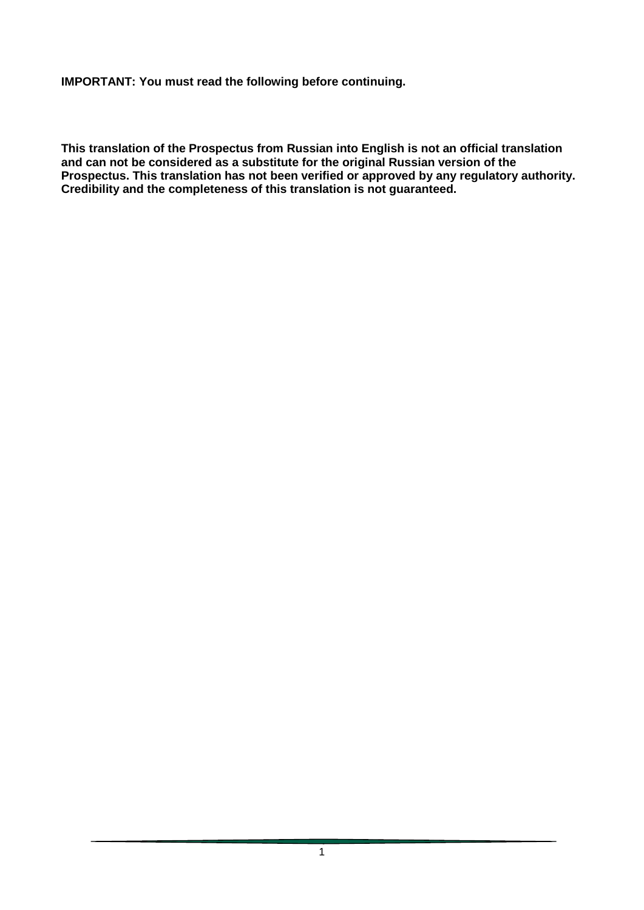**IMPORTANT: You must read the following before continuing.**

**This translation of the Prospectus from Russian into English is not an official translation and can not be considered as a substitute for the original Russian version of the Prospectus. This translation has not been verified or approved by any regulatory authority. Credibility and the completeness of this translation is not guaranteed.**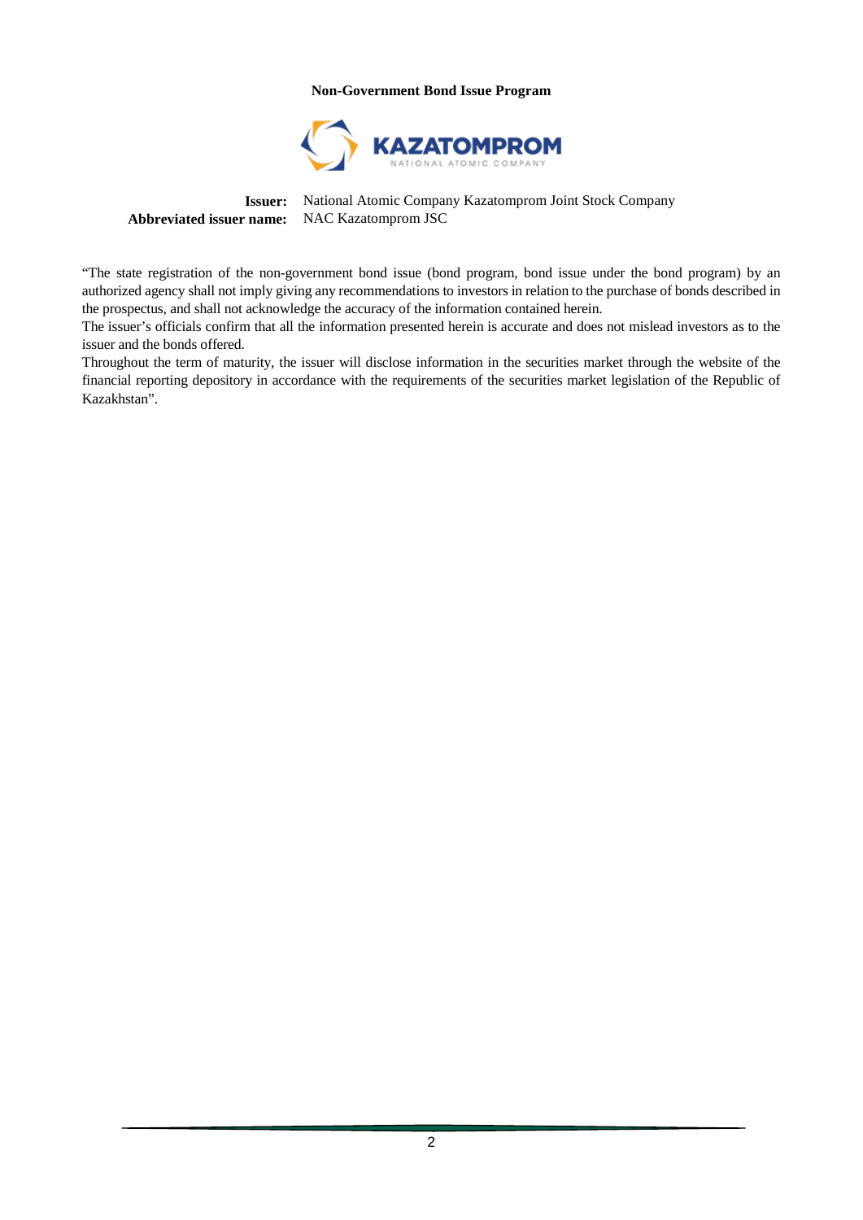**Non-Government Bond Issue Program**

**Issuer:** National Atomic Company Kazatomprom Joint Stock Company
**Abbreviated issuer name:** NAC Kazatomprom JSC

"The state registration of the non-government bond issue (bond program, bond issue under the bond program) by an authorized agency shall not imply giving any recommendations to investors in relation to the purchase of bonds described in the prospectus, and shall not acknowledge the accuracy of the information contained herein.
The issuer's officials confirm that all the information presented herein is accurate and does not mislead investors as to the issuer and the bonds offered.
Throughout the term of maturity, the issuer will disclose information in the securities market through the website of the financial reporting depository in accordance with the requirements of the securities market legislation of the Republic of Kazakhstan".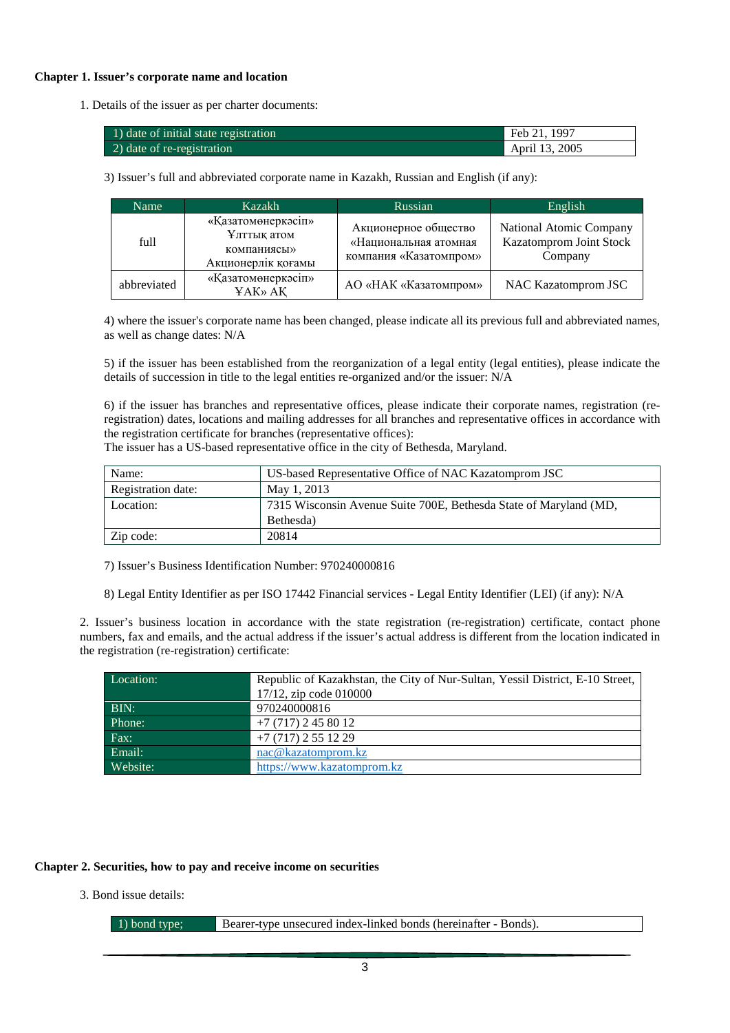**Chapter 1. Issuer's corporate name and location**

1. Details of the issuer as per charter documents:

| | |
|---|---|
| 1) date of initial state registration | Feb 21, 1997 |
| 2) date of re-registration | April 13, 2005 |

3) Issuer's full and abbreviated corporate name in Kazakh, Russian and English (if any):

| Name | Kazakh | Russian | English |
|---|---|---|---|
| full | «Қазатомөнеркәсіп» Ұлттық атом компаниясы» Акционерлік қоғамы | Акционерное общество «Национальная атомная компания «Казатомпром» | National Atomic Company Kazatomprom Joint Stock Company |
| abbreviated | «Қазатомөнеркәсіп» ҰАК» АҚ | АО «НАК «Казатомпром» | NAC Kazatomprom JSC |

4) where the issuer's corporate name has been changed, please indicate all its previous full and abbreviated names, as well as change dates: N/A

5) if the issuer has been established from the reorganization of a legal entity (legal entities), please indicate the details of succession in title to the legal entities re-organized and/or the issuer: N/A

6) if the issuer has branches and representative offices, please indicate their corporate names, registration (re-registration) dates, locations and mailing addresses for all branches and representative offices in accordance with the registration certificate for branches (representative offices):
The issuer has a US-based representative office in the city of Bethesda, Maryland.

| | |
|---|---|
| Name: | US-based Representative Office of NAC Kazatomprom JSC |
| Registration date: | May 1, 2013 |
| Location: | 7315 Wisconsin Avenue Suite 700E, Bethesda State of Maryland (MD, Bethesda) |
| Zip code: | 20814 |

7) Issuer's Business Identification Number: 970240000816

8) Legal Entity Identifier as per ISO 17442 Financial services - Legal Entity Identifier (LEI) (if any): N/A

2. Issuer's business location in accordance with the state registration (re-registration) certificate, contact phone numbers, fax and emails, and the actual address if the issuer's actual address is different from the location indicated in the registration (re-registration) certificate:

| | |
|---|---|
| Location: | Republic of Kazakhstan, the City of Nur-Sultan, Yessil District, E-10 Street, 17/12, zip code 010000 |
| BIN: | 970240000816 |
| Phone: | +7 (717) 2 45 80 12 |
| Fax: | +7 (717) 2 55 12 29 |
| Email: | nac@kazatomprom.kz |
| Website: | https://www.kazatomprom.kz |

**Chapter 2. Securities, how to pay and receive income on securities**

3. Bond issue details:

| | |
|---|---|
| 1) bond type; | Bearer-type unsecured index-linked bonds (hereinafter - Bonds). |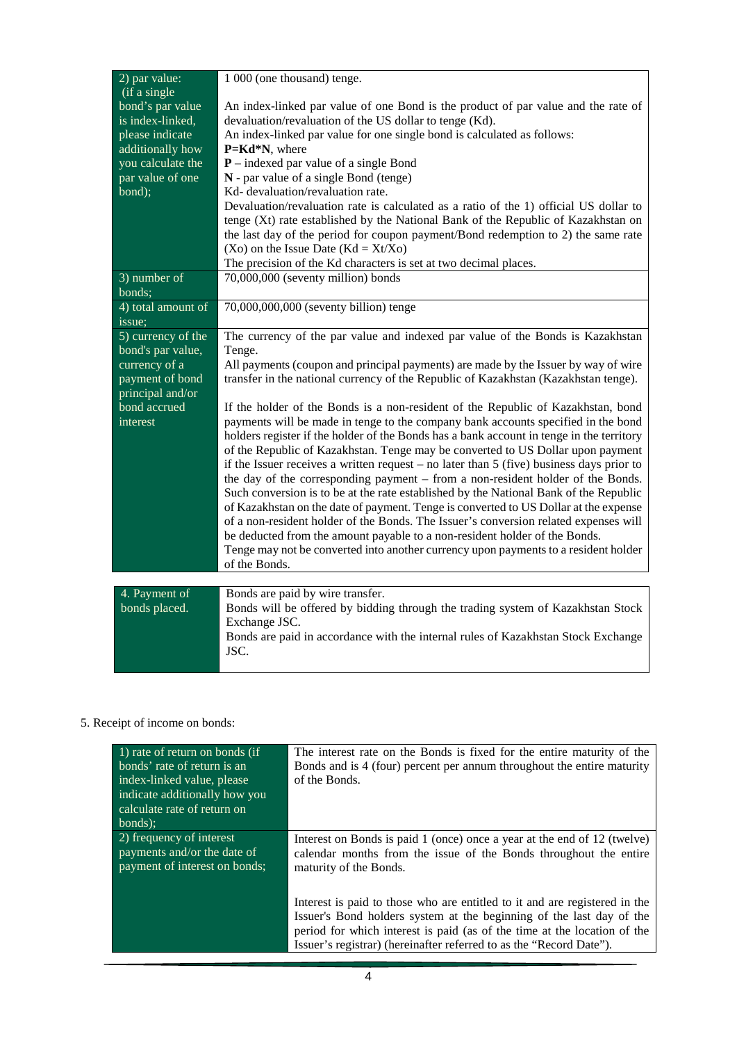| | |
|---|---|
| 2) par value: (if a single bond's par value is index-linked, please indicate additionally how you calculate the par value of one bond); | 1 000 (one thousand) tenge.<br><br>An index-linked par value of one Bond is the product of par value and the rate of devaluation/revaluation of the US dollar to tenge (Kd).<br>An index-linked par value for one single bond is calculated as follows:<br>**P=Kd\*N**, where<br>**P** – indexed par value of a single Bond<br>**N** - par value of a single Bond (tenge)<br>Kd- devaluation/revaluation rate.<br>Devaluation/revaluation rate is calculated as a ratio of the 1) official US dollar to tenge (Xt) rate established by the National Bank of the Republic of Kazakhstan on the last day of the period for coupon payment/Bond redemption to 2) the same rate (Xo) on the Issue Date (Kd = Xt/Xo)<br>The precision of the Kd characters is set at two decimal places. |
| 3) number of bonds; | 70,000,000 (seventy million) bonds |
| 4) total amount of issue; | 70,000,000,000 (seventy billion) tenge |
| 5) currency of the bond's par value, currency of a payment of bond principal and/or bond accrued interest | The currency of the par value and indexed par value of the Bonds is Kazakhstan Tenge.<br>All payments (coupon and principal payments) are made by the Issuer by way of wire transfer in the national currency of the Republic of Kazakhstan (Kazakhstan tenge).<br><br>If the holder of the Bonds is a non-resident of the Republic of Kazakhstan, bond payments will be made in tenge to the company bank accounts specified in the bond holders register if the holder of the Bonds has a bank account in tenge in the territory of the Republic of Kazakhstan. Tenge may be converted to US Dollar upon payment if the Issuer receives a written request – no later than 5 (five) business days prior to the day of the corresponding payment – from a non-resident holder of the Bonds. Such conversion is to be at the rate established by the National Bank of the Republic of Kazakhstan on the date of payment. Tenge is converted to US Dollar at the expense of a non-resident holder of the Bonds. The Issuer's conversion related expenses will be deducted from the amount payable to a non-resident holder of the Bonds.<br>Tenge may not be converted into another currency upon payments to a resident holder of the Bonds. |

| | |
|---|---|
| 4. Payment of bonds placed. | Bonds are paid by wire transfer.<br>Bonds will be offered by bidding through the trading system of Kazakhstan Stock Exchange JSC.<br>Bonds are paid in accordance with the internal rules of Kazakhstan Stock Exchange JSC. |

5. Receipt of income on bonds:

| | |
|---|---|
| 1) rate of return on bonds (if bonds' rate of return is an index-linked value, please indicate additionally how you calculate rate of return on bonds); | The interest rate on the Bonds is fixed for the entire maturity of the Bonds and is 4 (four) percent per annum throughout the entire maturity of the Bonds. |
| 2) frequency of interest payments and/or the date of payment of interest on bonds; | Interest on Bonds is paid 1 (once) once a year at the end of 12 (twelve) calendar months from the issue of the Bonds throughout the entire maturity of the Bonds.<br><br>Interest is paid to those who are entitled to it and are registered in the Issuer's Bond holders system at the beginning of the last day of the period for which interest is paid (as of the time at the location of the Issuer's registrar) (hereinafter referred to as the "Record Date"). |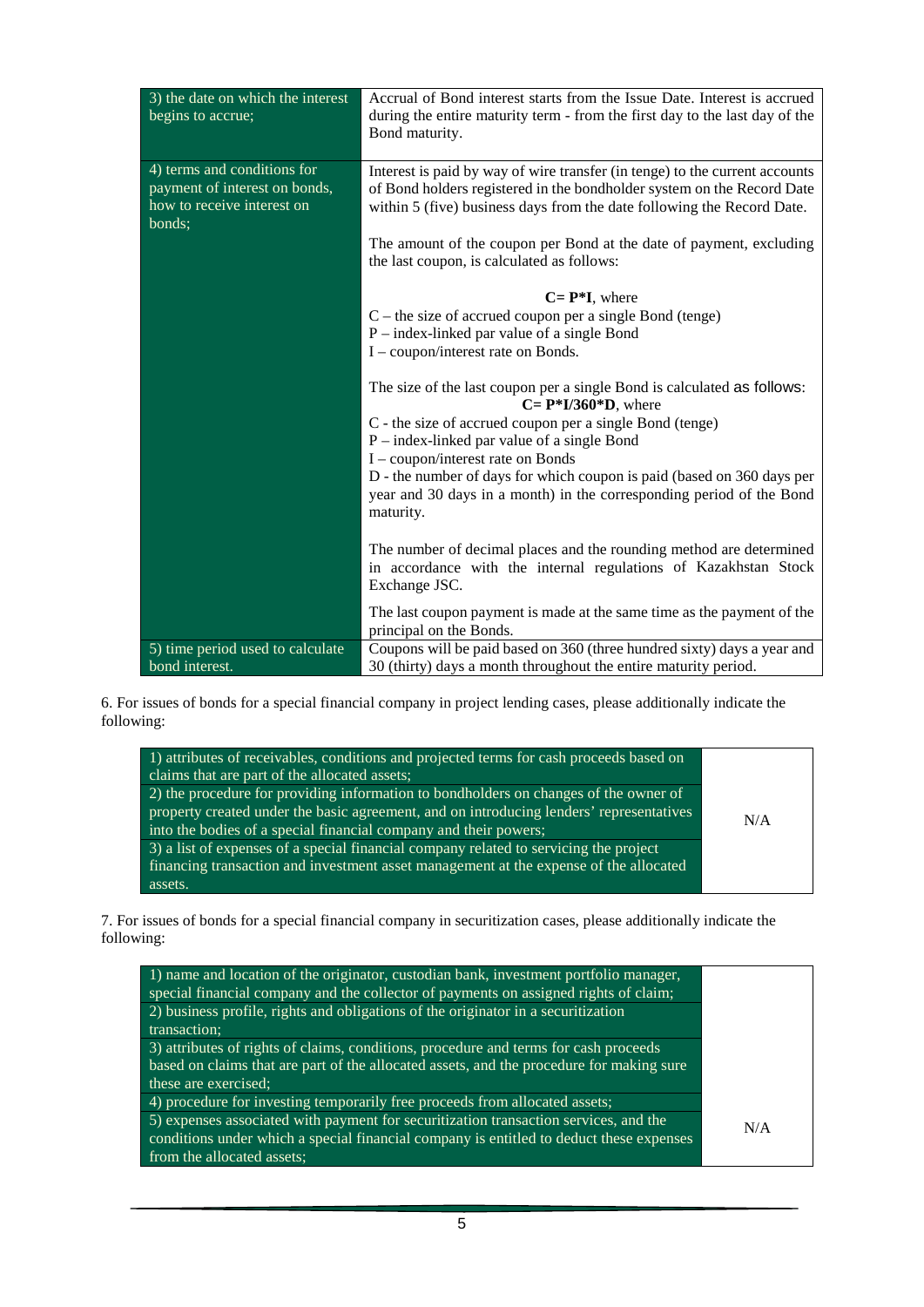| | |
|---|---|
| 3) the date on which the interest begins to accrue; | Accrual of Bond interest starts from the Issue Date. Interest is accrued during the entire maturity term - from the first day to the last day of the Bond maturity. |
| 4) terms and conditions for payment of interest on bonds, how to receive interest on bonds; | Interest is paid by way of wire transfer (in tenge) to the current accounts of Bond holders registered in the bondholder system on the Record Date within 5 (five) business days from the date following the Record Date.<br><br>The amount of the coupon per Bond at the date of payment, excluding the last coupon, is calculated as follows:<br><br>**C= P\*I**, where<br>C – the size of accrued coupon per a single Bond (tenge)<br>P – index-linked par value of a single Bond<br>I – coupon/interest rate on Bonds.<br><br>The size of the last coupon per a single Bond is calculated as follows:<br>**C= P\*I/360\*D**, where<br>C - the size of accrued coupon per a single Bond (tenge)<br>P – index-linked par value of a single Bond<br>I – coupon/interest rate on Bonds<br>D - the number of days for which coupon is paid (based on 360 days per year and 30 days in a month) in the corresponding period of the Bond maturity.<br><br>The number of decimal places and the rounding method are determined in accordance with the internal regulations of Kazakhstan Stock Exchange JSC.<br><br>The last coupon payment is made at the same time as the payment of the principal on the Bonds. |
| 5) time period used to calculate bond interest. | Coupons will be paid based on 360 (three hundred sixty) days a year and 30 (thirty) days a month throughout the entire maturity period. |

6. For issues of bonds for a special financial company in project lending cases, please additionally indicate the following:

| | |
|---|---|
| 1) attributes of receivables, conditions and projected terms for cash proceeds based on claims that are part of the allocated assets; | N/A |
| 2) the procedure for providing information to bondholders on changes of the owner of property created under the basic agreement, and on introducing lenders' representatives into the bodies of a special financial company and their powers; | |
| 3) a list of expenses of a special financial company related to servicing the project financing transaction and investment asset management at the expense of the allocated assets. | |

7. For issues of bonds for a special financial company in securitization cases, please additionally indicate the following:

| | |
|---|---|
| 1) name and location of the originator, custodian bank, investment portfolio manager, special financial company and the collector of payments on assigned rights of claim; | N/A |
| 2) business profile, rights and obligations of the originator in a securitization transaction; | |
| 3) attributes of rights of claims, conditions, procedure and terms for cash proceeds based on claims that are part of the allocated assets, and the procedure for making sure these are exercised; | |
| 4) procedure for investing temporarily free proceeds from allocated assets; | |
| 5) expenses associated with payment for securitization transaction services, and the conditions under which a special financial company is entitled to deduct these expenses from the allocated assets; | |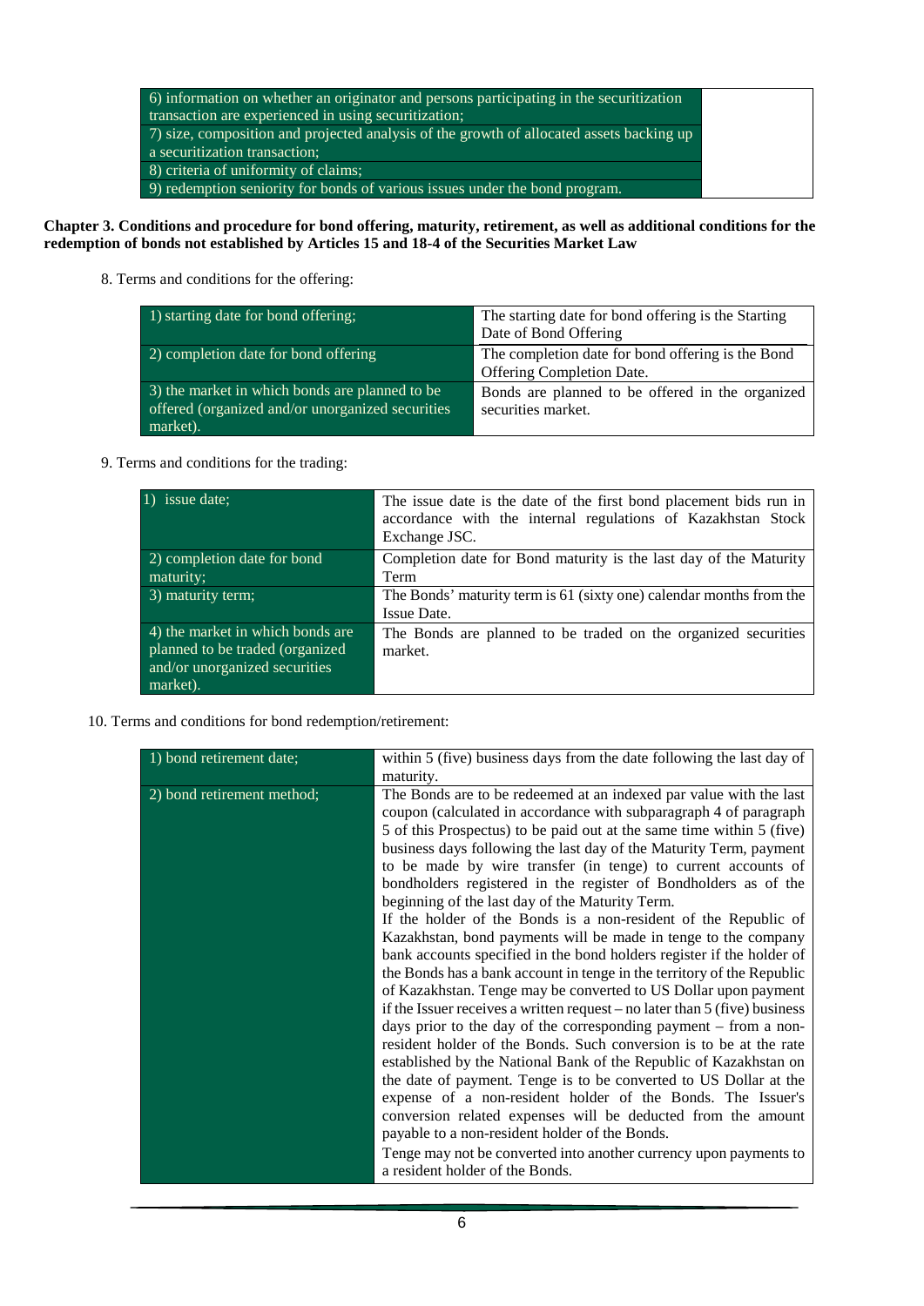| 6) information on whether an originator and persons participating in the securitization transaction are experienced in using securitization; | |
|---|---|
| 7) size, composition and projected analysis of the growth of allocated assets backing up a securitization transaction; | |
| 8) criteria of uniformity of claims; | |
| 9) redemption seniority for bonds of various issues under the bond program. | |

**Chapter 3. Conditions and procedure for bond offering, maturity, retirement, as well as additional conditions for the redemption of bonds not established by Articles 15 and 18-4 of the Securities Market Law**

8. Terms and conditions for the offering:

| 1) starting date for bond offering; | The starting date for bond offering is the Starting Date of Bond Offering |
|---|---|
| 2) completion date for bond offering | The completion date for bond offering is the Bond Offering Completion Date. |
| 3) the market in which bonds are planned to be offered (organized and/or unorganized securities market). | Bonds are planned to be offered in the organized securities market. |

9. Terms and conditions for the trading:

| 1) issue date; | The issue date is the date of the first bond placement bids run in accordance with the internal regulations of Kazakhstan Stock Exchange JSC. |
|---|---|
| 2) completion date for bond maturity; | Completion date for Bond maturity is the last day of the Maturity Term |
| 3) maturity term; | The Bonds' maturity term is 61 (sixty one) calendar months from the Issue Date. |
| 4) the market in which bonds are planned to be traded (organized and/or unorganized securities market). | The Bonds are planned to be traded on the organized securities market. |

10. Terms and conditions for bond redemption/retirement:

| 1) bond retirement date; | within 5 (five) business days from the date following the last day of maturity. |
|---|---|
| 2) bond retirement method; | The Bonds are to be redeemed at an indexed par value with the last coupon (calculated in accordance with subparagraph 4 of paragraph 5 of this Prospectus) to be paid out at the same time within 5 (five) business days following the last day of the Maturity Term, payment to be made by wire transfer (in tenge) to current accounts of bondholders registered in the register of Bondholders as of the beginning of the last day of the Maturity Term.<br>If the holder of the Bonds is a non-resident of the Republic of Kazakhstan, bond payments will be made in tenge to the company bank accounts specified in the bond holders register if the holder of the Bonds has a bank account in tenge in the territory of the Republic of Kazakhstan. Tenge may be converted to US Dollar upon payment if the Issuer receives a written request – no later than 5 (five) business days prior to the day of the corresponding payment – from a non-resident holder of the Bonds. Such conversion is to be at the rate established by the National Bank of the Republic of Kazakhstan on the date of payment. Tenge is to be converted to US Dollar at the expense of a non-resident holder of the Bonds. The Issuer's conversion related expenses will be deducted from the amount payable to a non-resident holder of the Bonds.<br>Tenge may not be converted into another currency upon payments to a resident holder of the Bonds. |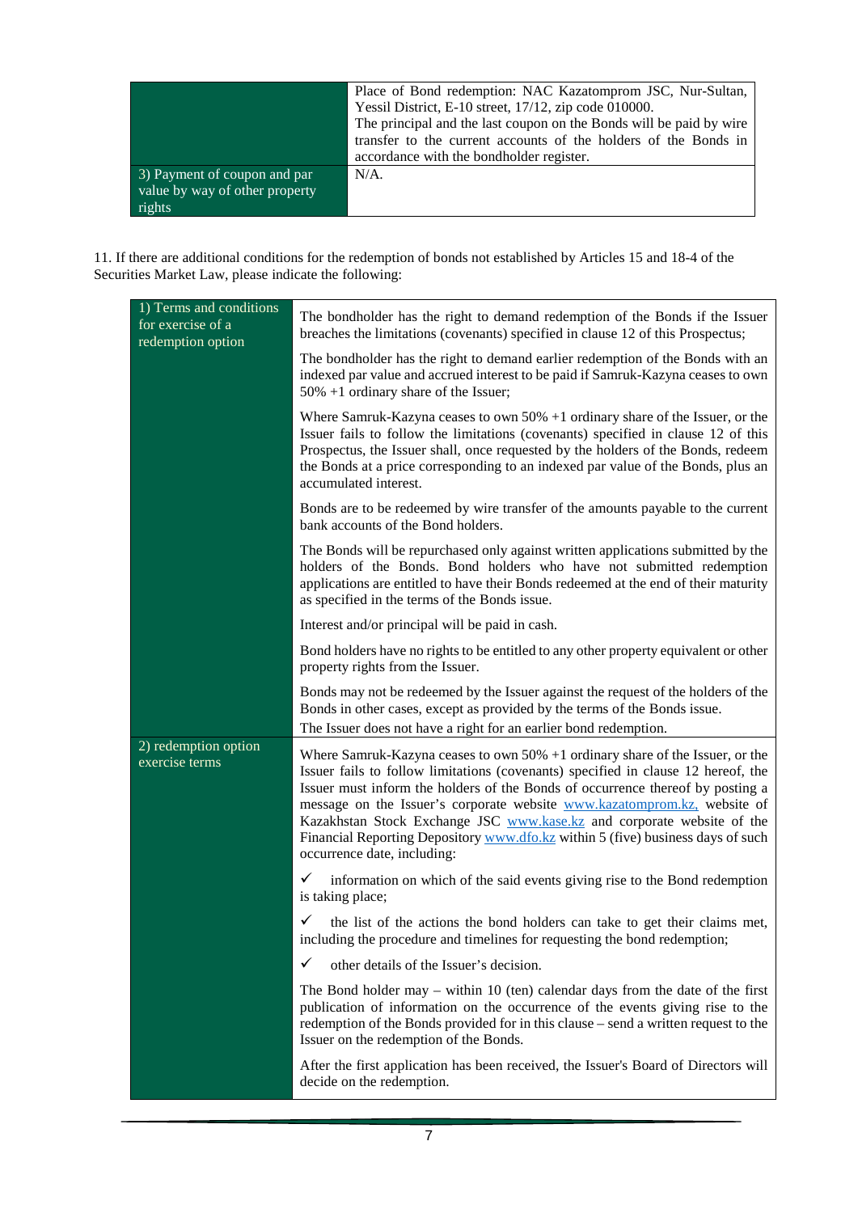| | |
|---|---|
| | Place of Bond redemption: NAC Kazatomprom JSC, Nur-Sultan, Yessil District, E-10 street, 17/12, zip code 010000.<br>The principal and the last coupon on the Bonds will be paid by wire transfer to the current accounts of the holders of the Bonds in accordance with the bondholder register. |
| 3) Payment of coupon and par value by way of other property rights | N/A. |

11. If there are additional conditions for the redemption of bonds not established by Articles 15 and 18-4 of the Securities Market Law, please indicate the following:

| | |
|---|---|
| 1) Terms and conditions for exercise of a redemption option | The bondholder has the right to demand redemption of the Bonds if the Issuer breaches the limitations (covenants) specified in clause 12 of this Prospectus;<br><br>The bondholder has the right to demand earlier redemption of the Bonds with an indexed par value and accrued interest to be paid if Samruk-Kazyna ceases to own 50% +1 ordinary share of the Issuer;<br><br>Where Samruk-Kazyna ceases to own 50% +1 ordinary share of the Issuer, or the Issuer fails to follow the limitations (covenants) specified in clause 12 of this Prospectus, the Issuer shall, once requested by the holders of the Bonds, redeem the Bonds at a price corresponding to an indexed par value of the Bonds, plus an accumulated interest.<br><br>Bonds are to be redeemed by wire transfer of the amounts payable to the current bank accounts of the Bond holders.<br><br>The Bonds will be repurchased only against written applications submitted by the holders of the Bonds. Bond holders who have not submitted redemption applications are entitled to have their Bonds redeemed at the end of their maturity as specified in the terms of the Bonds issue.<br><br>Interest and/or principal will be paid in cash.<br><br>Bond holders have no rights to be entitled to any other property equivalent or other property rights from the Issuer.<br><br>Bonds may not be redeemed by the Issuer against the request of the holders of the Bonds in other cases, except as provided by the terms of the Bonds issue.<br>The Issuer does not have a right for an earlier bond redemption. |
| 2) redemption option exercise terms | Where Samruk-Kazyna ceases to own 50% +1 ordinary share of the Issuer, or the Issuer fails to follow limitations (covenants) specified in clause 12 hereof, the Issuer must inform the holders of the Bonds of occurrence thereof by posting a message on the Issuer's corporate website www.kazatomprom.kz, website of Kazakhstan Stock Exchange JSC www.kase.kz and corporate website of the Financial Reporting Depository www.dfo.kz within 5 (five) business days of such occurrence date, including:<br><br>✓ information on which of the said events giving rise to the Bond redemption is taking place;<br><br>✓ the list of the actions the bond holders can take to get their claims met, including the procedure and timelines for requesting the bond redemption;<br><br>✓ other details of the Issuer's decision.<br><br>The Bond holder may – within 10 (ten) calendar days from the date of the first publication of information on the occurrence of the events giving rise to the redemption of the Bonds provided for in this clause – send a written request to the Issuer on the redemption of the Bonds.<br><br>After the first application has been received, the Issuer's Board of Directors will decide on the redemption. |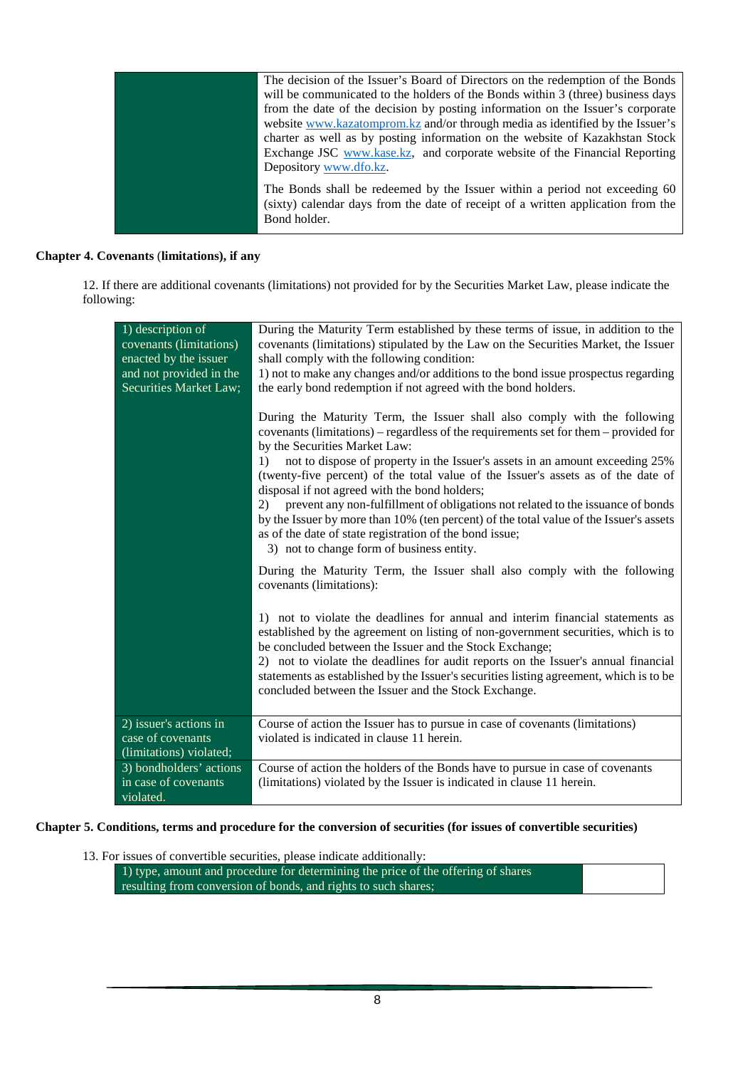| | |
|---|---|
| | The decision of the Issuer's Board of Directors on the redemption of the Bonds will be communicated to the holders of the Bonds within 3 (three) business days from the date of the decision by posting information on the Issuer's corporate website www.kazatomprom.kz and/or through media as identified by the Issuer's charter as well as by posting information on the website of Kazakhstan Stock Exchange JSC www.kase.kz, and corporate website of the Financial Reporting Depository www.dfo.kz.<br><br>The Bonds shall be redeemed by the Issuer within a period not exceeding 60 (sixty) calendar days from the date of receipt of a written application from the Bond holder. |

**Chapter 4. Covenants (limitations), if any**

12. If there are additional covenants (limitations) not provided for by the Securities Market Law, please indicate the following:

| | |
|---|---|
| 1) description of covenants (limitations) enacted by the issuer and not provided in the Securities Market Law; | During the Maturity Term established by these terms of issue, in addition to the covenants (limitations) stipulated by the Law on the Securities Market, the Issuer shall comply with the following condition:<br>1) not to make any changes and/or additions to the bond issue prospectus regarding the early bond redemption if not agreed with the bond holders.<br><br>During the Maturity Term, the Issuer shall also comply with the following covenants (limitations) – regardless of the requirements set for them – provided for by the Securities Market Law:<br>1) not to dispose of property in the Issuer's assets in an amount exceeding 25% (twenty-five percent) of the total value of the Issuer's assets as of the date of disposal if not agreed with the bond holders;<br>2) prevent any non-fulfillment of obligations not related to the issuance of bonds by the Issuer by more than 10% (ten percent) of the total value of the Issuer's assets as of the date of state registration of the bond issue;<br>3) not to change form of business entity.<br><br>During the Maturity Term, the Issuer shall also comply with the following covenants (limitations):<br><br>1) not to violate the deadlines for annual and interim financial statements as established by the agreement on listing of non-government securities, which is to be concluded between the Issuer and the Stock Exchange;<br>2) not to violate the deadlines for audit reports on the Issuer's annual financial statements as established by the Issuer's securities listing agreement, which is to be concluded between the Issuer and the Stock Exchange. |
| 2) issuer's actions in case of covenants (limitations) violated; | Course of action the Issuer has to pursue in case of covenants (limitations) violated is indicated in clause 11 herein. |
| 3) bondholders' actions in case of covenants violated. | Course of action the holders of the Bonds have to pursue in case of covenants (limitations) violated by the Issuer is indicated in clause 11 herein. |

**Chapter 5. Conditions, terms and procedure for the conversion of securities (for issues of convertible securities)**

13. For issues of convertible securities, please indicate additionally:

| | |
|---|---|
| 1) type, amount and procedure for determining the price of the offering of shares resulting from conversion of bonds, and rights to such shares; | |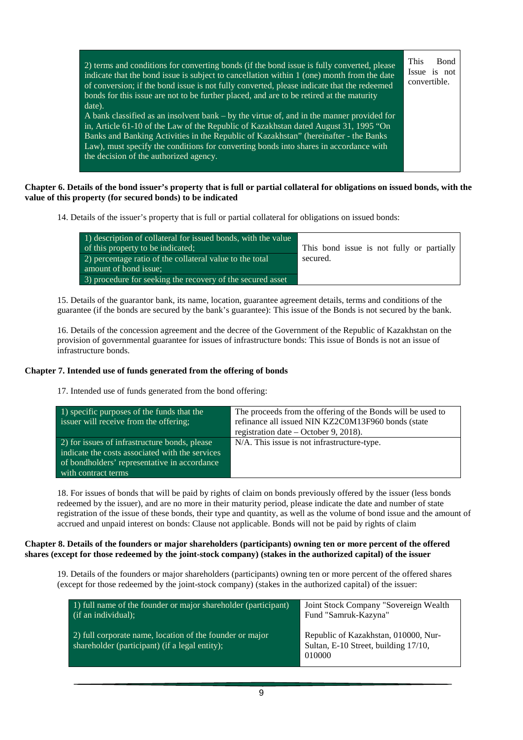| 2) terms and conditions for converting bonds (if the bond issue is fully converted, please indicate that the bond issue is subject to cancellation within 1 (one) month from the date of conversion; if the bond issue is not fully converted, please indicate that the redeemed bonds for this issue are not to be further placed, and are to be retired at the maturity date).<br>A bank classified as an insolvent bank – by the virtue of, and in the manner provided for in, Article 61-10 of the Law of the Republic of Kazakhstan dated August 31, 1995 "On Banks and Banking Activities in the Republic of Kazakhstan" (hereinafter - the Banks Law), must specify the conditions for converting bonds into shares in accordance with the decision of the authorized agency. | This Bond Issue is not convertible. |
|---|---|

**Chapter 6. Details of the bond issuer's property that is full or partial collateral for obligations on issued bonds, with the value of this property (for secured bonds) to be indicated**

14. Details of the issuer's property that is full or partial collateral for obligations on issued bonds:

| 1) description of collateral for issued bonds, with the value of this property to be indicated; | This bond issue is not fully or partially secured. |
|---|---|
| 2) percentage ratio of the collateral value to the total amount of bond issue; | |
| 3) procedure for seeking the recovery of the secured asset | |

15. Details of the guarantor bank, its name, location, guarantee agreement details, terms and conditions of the guarantee (if the bonds are secured by the bank's guarantee): This issue of the Bonds is not secured by the bank.

16. Details of the concession agreement and the decree of the Government of the Republic of Kazakhstan on the provision of governmental guarantee for issues of infrastructure bonds: This issue of Bonds is not an issue of infrastructure bonds.

**Chapter 7. Intended use of funds generated from the offering of bonds**

17. Intended use of funds generated from the bond offering:

| 1) specific purposes of the funds that the issuer will receive from the offering; | The proceeds from the offering of the Bonds will be used to refinance all issued NIN KZ2C0M13F960 bonds (state registration date – October 9, 2018). |
|---|---|
| 2) for issues of infrastructure bonds, please indicate the costs associated with the services of bondholders' representative in accordance with contract terms | N/A. This issue is not infrastructure-type. |

18. For issues of bonds that will be paid by rights of claim on bonds previously offered by the issuer (less bonds redeemed by the issuer), and are no more in their maturity period, please indicate the date and number of state registration of the issue of these bonds, their type and quantity, as well as the volume of bond issue and the amount of accrued and unpaid interest on bonds: Clause not applicable. Bonds will not be paid by rights of claim

**Chapter 8. Details of the founders or major shareholders (participants) owning ten or more percent of the offered shares (except for those redeemed by the joint-stock company) (stakes in the authorized capital) of the issuer**

19. Details of the founders or major shareholders (participants) owning ten or more percent of the offered shares (except for those redeemed by the joint-stock company) (stakes in the authorized capital) of the issuer:

| 1) full name of the founder or major shareholder (participant) (if an individual); | Joint Stock Company "Sovereign Wealth Fund "Samruk-Kazyna" |
|---|---|
| 2) full corporate name, location of the founder or major shareholder (participant) (if a legal entity); | Republic of Kazakhstan, 010000, Nur-Sultan, E-10 Street, building 17/10, 010000 |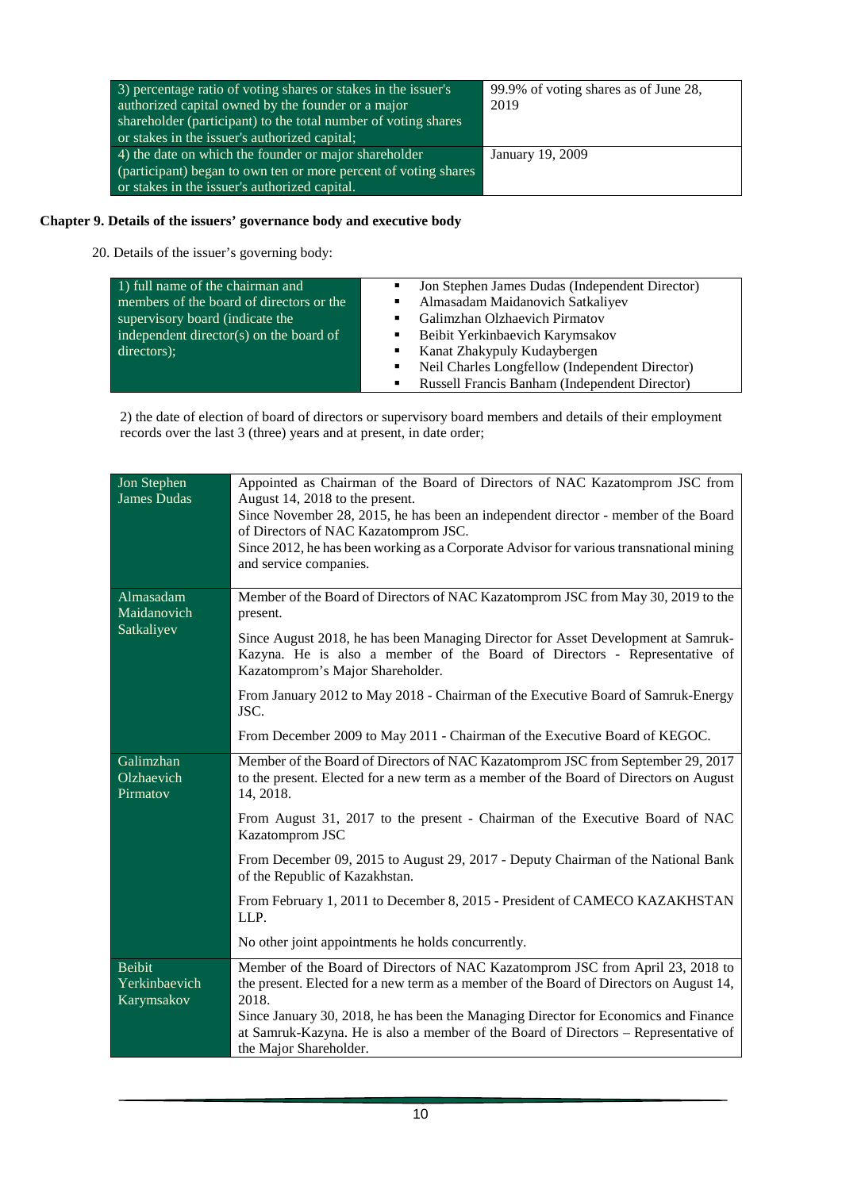| 3) percentage ratio of voting shares or stakes in the issuer's authorized capital owned by the founder or a major shareholder (participant) to the total number of voting shares or stakes in the issuer's authorized capital; | 99.9% of voting shares as of June 28, 2019 |
|---|---|
| 4) the date on which the founder or major shareholder (participant) began to own ten or more percent of voting shares or stakes in the issuer's authorized capital. | January 19, 2009 |

**Chapter 9. Details of the issuers' governance body and executive body**

20. Details of the issuer's governing body:

| 1) full name of the chairman and members of the board of directors or the supervisory board (indicate the independent director(s) on the board of directors); | ▪ Jon Stephen James Dudas (Independent Director)<br>▪ Almasadam Maidanovich Satkaliyev<br>▪ Galimzhan Olzhaevich Pirmatov<br>▪ Beibit Yerkinbaevich Karymsakov<br>▪ Kanat Zhakypuly Kudaybergen<br>▪ Neil Charles Longfellow (Independent Director)<br>▪ Russell Francis Banham (Independent Director) |
|---|---|

2) the date of election of board of directors or supervisory board members and details of their employment records over the last 3 (three) years and at present, in date order;

| Jon Stephen James Dudas | Appointed as Chairman of the Board of Directors of NAC Kazatomprom JSC from August 14, 2018 to the present.<br>Since November 28, 2015, he has been an independent director - member of the Board of Directors of NAC Kazatomprom JSC.<br>Since 2012, he has been working as a Corporate Advisor for various transnational mining and service companies. |
|---|---|
| Almasadam Maidanovich Satkaliyev | Member of the Board of Directors of NAC Kazatomprom JSC from May 30, 2019 to the present.<br>Since August 2018, he has been Managing Director for Asset Development at Samruk-Kazyna. He is also a member of the Board of Directors - Representative of Kazatomprom's Major Shareholder.<br>From January 2012 to May 2018 - Chairman of the Executive Board of Samruk-Energy JSC.<br>From December 2009 to May 2011 - Chairman of the Executive Board of KEGOC. |
| Galimzhan Olzhaevich Pirmatov | Member of the Board of Directors of NAC Kazatomprom JSC from September 29, 2017 to the present. Elected for a new term as a member of the Board of Directors on August 14, 2018.<br>From August 31, 2017 to the present - Chairman of the Executive Board of NAC Kazatomprom JSC<br>From December 09, 2015 to August 29, 2017 - Deputy Chairman of the National Bank of the Republic of Kazakhstan.<br>From February 1, 2011 to December 8, 2015 - President of CAMECO KAZAKHSTAN LLP.<br>No other joint appointments he holds concurrently. |
| Beibit Yerkinbaevich Karymsakov | Member of the Board of Directors of NAC Kazatomprom JSC from April 23, 2018 to the present. Elected for a new term as a member of the Board of Directors on August 14, 2018.<br>Since January 30, 2018, he has been the Managing Director for Economics and Finance at Samruk-Kazyna. He is also a member of the Board of Directors – Representative of the Major Shareholder. |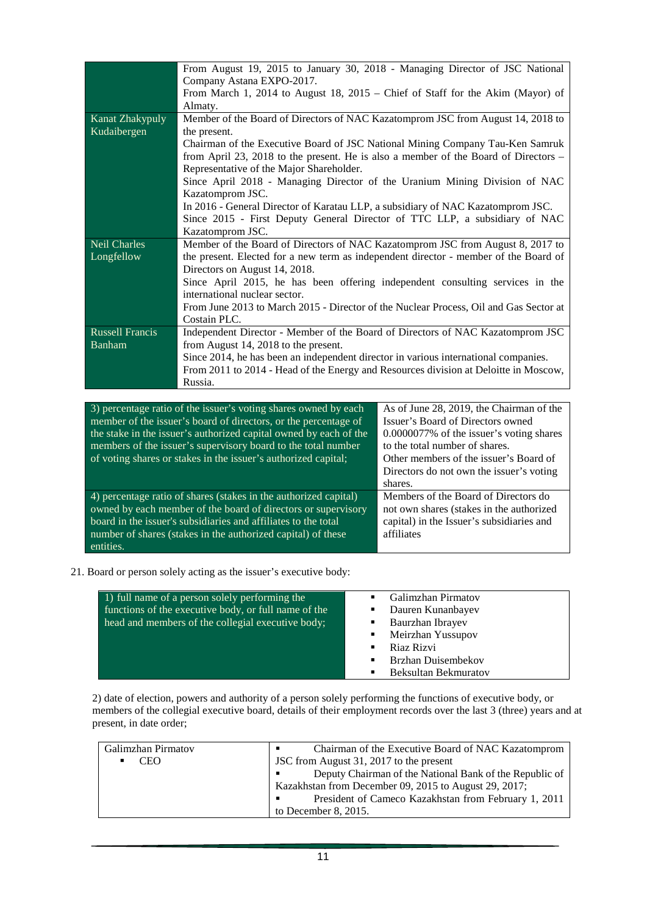| | |
|---|---|
| | From August 19, 2015 to January 30, 2018 - Managing Director of JSC National Company Astana EXPO-2017.<br>From March 1, 2014 to August 18, 2015 – Chief of Staff for the Akim (Mayor) of Almaty. |
| Kanat Zhakypuly Kudaibergen | Member of the Board of Directors of NAC Kazatomprom JSC from August 14, 2018 to the present.<br>Chairman of the Executive Board of JSC National Mining Company Tau-Ken Samruk from April 23, 2018 to the present. He is also a member of the Board of Directors – Representative of the Major Shareholder.<br>Since April 2018 - Managing Director of the Uranium Mining Division of NAC Kazatomprom JSC.<br>In 2016 - General Director of Karatau LLP, a subsidiary of NAC Kazatomprom JSC.<br>Since 2015 - First Deputy General Director of TTC LLP, a subsidiary of NAC Kazatomprom JSC. |
| Neil Charles Longfellow | Member of the Board of Directors of NAC Kazatomprom JSC from August 8, 2017 to the present. Elected for a new term as independent director - member of the Board of Directors on August 14, 2018.<br>Since April 2015, he has been offering independent consulting services in the international nuclear sector.<br>From June 2013 to March 2015 - Director of the Nuclear Process, Oil and Gas Sector at Costain PLC. |
| Russell Francis Banham | Independent Director - Member of the Board of Directors of NAC Kazatomprom JSC from August 14, 2018 to the present.<br>Since 2014, he has been an independent director in various international companies.<br>From 2011 to 2014 - Head of the Energy and Resources division at Deloitte in Moscow, Russia. |

| | |
|---|---|
| 3) percentage ratio of the issuer's voting shares owned by each member of the issuer's board of directors, or the percentage of the stake in the issuer's authorized capital owned by each of the members of the issuer's supervisory board to the total number of voting shares or stakes in the issuer's authorized capital; | As of June 28, 2019, the Chairman of the Issuer's Board of Directors owned 0.0000077% of the issuer's voting shares to the total number of shares.<br>Other members of the Issuer's Board of Directors do not own the issuer's voting shares. |
| 4) percentage ratio of shares (stakes in the authorized capital) owned by each member of the board of directors or supervisory board in the issuer's subsidiaries and affiliates to the total number of shares (stakes in the authorized capital) of these entities. | Members of the Board of Directors do not own shares (stakes in the authorized capital) in the Issuer's subsidiaries and affiliates |

21. Board or person solely acting as the issuer's executive body:

| | |
|---|---|
| 1) full name of a person solely performing the functions of the executive body, or full name of the head and members of the collegial executive body; | ▪ Galimzhan Pirmatov<br>▪ Dauren Kunanbayev<br>▪ Baurzhan Ibrayev<br>▪ Meirzhan Yussupov<br>▪ Riaz Rizvi<br>▪ Brzhan Duisembekov<br>▪ Beksultan Bekmuratov |

2) date of election, powers and authority of a person solely performing the functions of executive body, or members of the collegial executive board, details of their employment records over the last 3 (three) years and at present, in date order;

| | |
|---|---|
| Galimzhan Pirmatov<br>▪ CEO | ▪ Chairman of the Executive Board of NAC Kazatomprom JSC from August 31, 2017 to the present<br>▪ Deputy Chairman of the National Bank of the Republic of Kazakhstan from December 09, 2015 to August 29, 2017;<br>▪ President of Cameco Kazakhstan from February 1, 2011 to December 8, 2015. |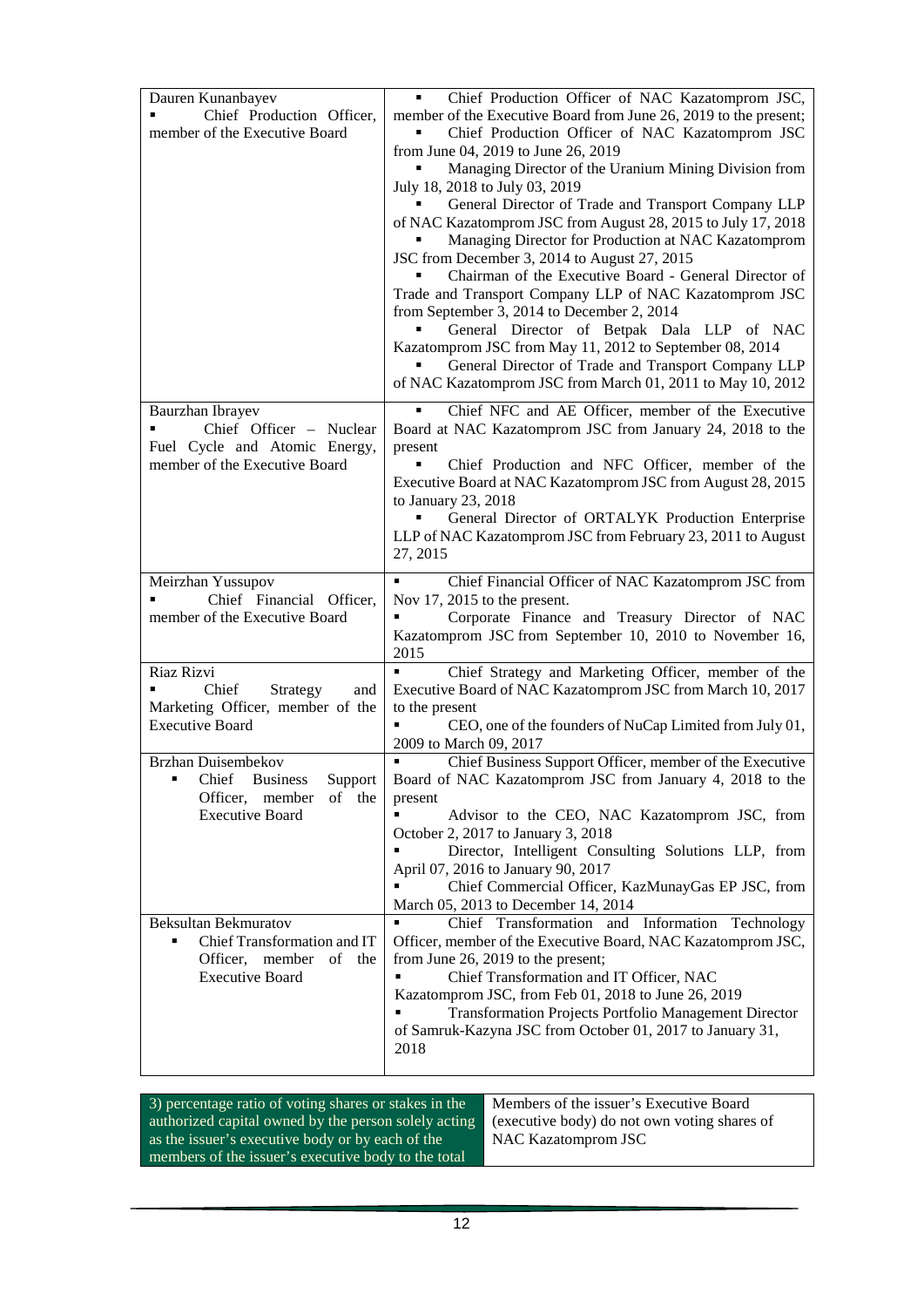| | |
|---|---|
| Dauren Kunanbayev<br>▪ Chief Production Officer, member of the Executive Board | ▪ Chief Production Officer of NAC Kazatomprom JSC, member of the Executive Board from June 26, 2019 to the present;<br>▪ Chief Production Officer of NAC Kazatomprom JSC from June 04, 2019 to June 26, 2019<br>▪ Managing Director of the Uranium Mining Division from July 18, 2018 to July 03, 2019<br>▪ General Director of Trade and Transport Company LLP of NAC Kazatomprom JSC from August 28, 2015 to July 17, 2018<br>▪ Managing Director for Production at NAC Kazatomprom JSC from December 3, 2014 to August 27, 2015<br>▪ Chairman of the Executive Board - General Director of Trade and Transport Company LLP of NAC Kazatomprom JSC from September 3, 2014 to December 2, 2014<br>▪ General Director of Betpak Dala LLP of NAC Kazatomprom JSC from May 11, 2012 to September 08, 2014<br>▪ General Director of Trade and Transport Company LLP of NAC Kazatomprom JSC from March 01, 2011 to May 10, 2012 |
| Baurzhan Ibrayev<br>▪ Chief Officer – Nuclear Fuel Cycle and Atomic Energy, member of the Executive Board | ▪ Chief NFC and AE Officer, member of the Executive Board at NAC Kazatomprom JSC from January 24, 2018 to the present<br>▪ Chief Production and NFC Officer, member of the Executive Board at NAC Kazatomprom JSC from August 28, 2015 to January 23, 2018<br>▪ General Director of ORTALYK Production Enterprise LLP of NAC Kazatomprom JSC from February 23, 2011 to August 27, 2015 |
| Meirzhan Yussupov<br>▪ Chief Financial Officer, member of the Executive Board | ▪ Chief Financial Officer of NAC Kazatomprom JSC from Nov 17, 2015 to the present.<br>▪ Corporate Finance and Treasury Director of NAC Kazatomprom JSC from September 10, 2010 to November 16, 2015 |
| Riaz Rizvi<br>▪ Chief Strategy and Marketing Officer, member of the Executive Board | ▪ Chief Strategy and Marketing Officer, member of the Executive Board of NAC Kazatomprom JSC from March 10, 2017 to the present<br>▪ CEO, one of the founders of NuCap Limited from July 01, 2009 to March 09, 2017 |
| Brzhan Duisembekov<br>▪ Chief Business Support Officer, member of the Executive Board | ▪ Chief Business Support Officer, member of the Executive Board of NAC Kazatomprom JSC from January 4, 2018 to the present<br>▪ Advisor to the CEO, NAC Kazatomprom JSC, from October 2, 2017 to January 3, 2018<br>▪ Director, Intelligent Consulting Solutions LLP, from April 07, 2016 to January 90, 2017<br>▪ Chief Commercial Officer, KazMunayGas EP JSC, from March 05, 2013 to December 14, 2014 |
| Beksultan Bekmuratov<br>▪ Chief Transformation and IT Officer, member of the Executive Board | ▪ Chief Transformation and Information Technology Officer, member of the Executive Board, NAC Kazatomprom JSC, from June 26, 2019 to the present;<br>▪ Chief Transformation and IT Officer, NAC Kazatomprom JSC, from Feb 01, 2018 to June 26, 2019<br>▪ Transformation Projects Portfolio Management Director of Samruk-Kazyna JSC from October 01, 2017 to January 31, 2018 |

| | |
|---|---|
| 3) percentage ratio of voting shares or stakes in the authorized capital owned by the person solely acting as the issuer's executive body or by each of the members of the issuer's executive body to the total | Members of the issuer's Executive Board (executive body) do not own voting shares of NAC Kazatomprom JSC |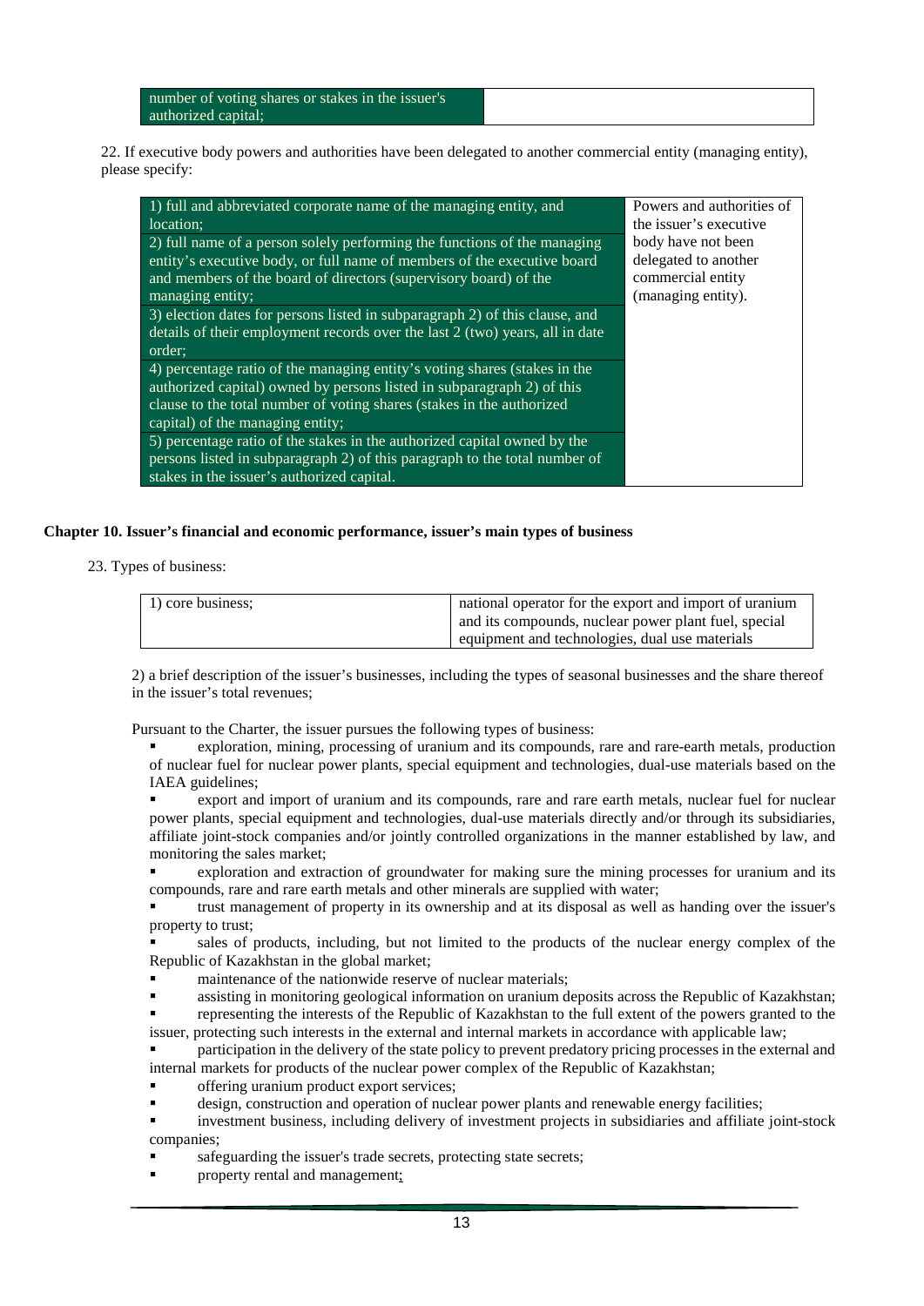| number of voting shares or stakes in the issuer's authorized capital; | |
|---|---|

22. If executive body powers and authorities have been delegated to another commercial entity (managing entity), please specify:

| | |
|---|---|
| 1) full and abbreviated corporate name of the managing entity, and location; | Powers and authorities of the issuer's executive body have not been delegated to another commercial entity (managing entity). |
| 2) full name of a person solely performing the functions of the managing entity's executive body, or full name of members of the executive board and members of the board of directors (supervisory board) of the managing entity; | |
| 3) election dates for persons listed in subparagraph 2) of this clause, and details of their employment records over the last 2 (two) years, all in date order; | |
| 4) percentage ratio of the managing entity's voting shares (stakes in the authorized capital) owned by persons listed in subparagraph 2) of this clause to the total number of voting shares (stakes in the authorized capital) of the managing entity; | |
| 5) percentage ratio of the stakes in the authorized capital owned by the persons listed in subparagraph 2) of this paragraph to the total number of stakes in the issuer's authorized capital. | |

**Chapter 10. Issuer's financial and economic performance, issuer's main types of business**

23. Types of business:

| | |
|---|---|
| 1) core business; | national operator for the export and import of uranium and its compounds, nuclear power plant fuel, special equipment and technologies, dual use materials |

2) a brief description of the issuer's businesses, including the types of seasonal businesses and the share thereof in the issuer's total revenues;

Pursuant to the Charter, the issuer pursues the following types of business:

- exploration, mining, processing of uranium and its compounds, rare and rare-earth metals, production of nuclear fuel for nuclear power plants, special equipment and technologies, dual-use materials based on the IAEA guidelines;
- export and import of uranium and its compounds, rare and rare earth metals, nuclear fuel for nuclear power plants, special equipment and technologies, dual-use materials directly and/or through its subsidiaries, affiliate joint-stock companies and/or jointly controlled organizations in the manner established by law, and monitoring the sales market;
- exploration and extraction of groundwater for making sure the mining processes for uranium and its compounds, rare and rare earth metals and other minerals are supplied with water;
- trust management of property in its ownership and at its disposal as well as handing over the issuer's property to trust;
- sales of products, including, but not limited to the products of the nuclear energy complex of the Republic of Kazakhstan in the global market;
- maintenance of the nationwide reserve of nuclear materials;
- assisting in monitoring geological information on uranium deposits across the Republic of Kazakhstan;
- representing the interests of the Republic of Kazakhstan to the full extent of the powers granted to the issuer, protecting such interests in the external and internal markets in accordance with applicable law;
- participation in the delivery of the state policy to prevent predatory pricing processes in the external and internal markets for products of the nuclear power complex of the Republic of Kazakhstan;
- offering uranium product export services;
- design, construction and operation of nuclear power plants and renewable energy facilities;
- investment business, including delivery of investment projects in subsidiaries and affiliate joint-stock companies;
- safeguarding the issuer's trade secrets, protecting state secrets;
- property rental and management;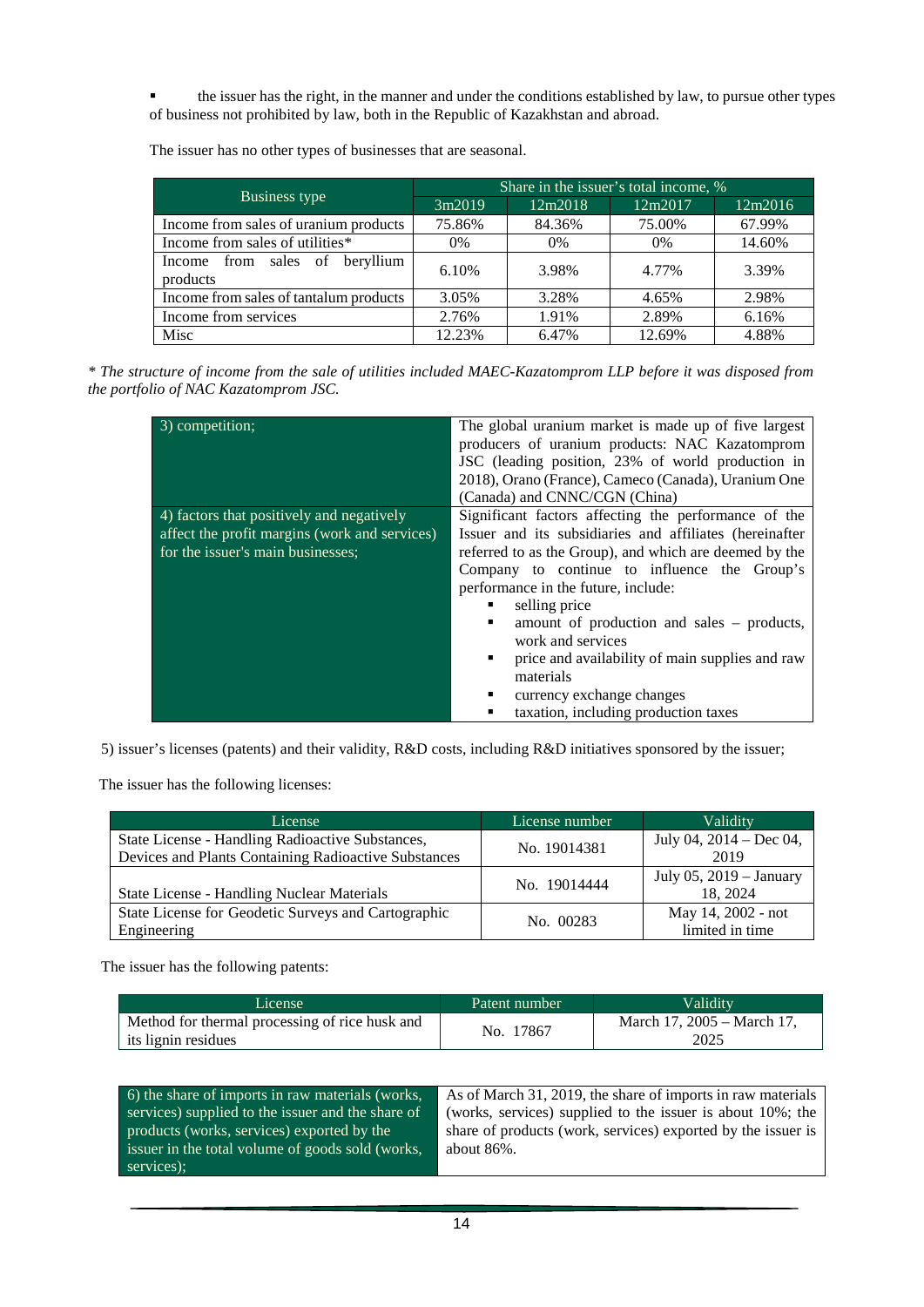- the issuer has the right, in the manner and under the conditions established by law, to pursue other types of business not prohibited by law, both in the Republic of Kazakhstan and abroad.

The issuer has no other types of businesses that are seasonal.

| Business type | Share in the issuer's total income, % | | | |
|---|---|---|---|---|
| | 3m2019 | 12m2018 | 12m2017 | 12m2016 |
| Income from sales of uranium products | 75.86% | 84.36% | 75.00% | 67.99% |
| Income from sales of utilities* | 0% | 0% | 0% | 14.60% |
| Income from sales of beryllium products | 6.10% | 3.98% | 4.77% | 3.39% |
| Income from sales of tantalum products | 3.05% | 3.28% | 4.65% | 2.98% |
| Income from services | 2.76% | 1.91% | 2.89% | 6.16% |
| Misc | 12.23% | 6.47% | 12.69% | 4.88% |

*\* The structure of income from the sale of utilities included MAEC-Kazatomprom LLP before it was disposed from the portfolio of NAC Kazatomprom JSC.*

| | |
|---|---|
| 3) competition; | The global uranium market is made up of five largest producers of uranium products: NAC Kazatomprom JSC (leading position, 23% of world production in 2018), Orano (France), Cameco (Canada), Uranium One (Canada) and CNNC/CGN (China) |
| 4) factors that positively and negatively affect the profit margins (work and services) for the issuer's main businesses; | Significant factors affecting the performance of the Issuer and its subsidiaries and affiliates (hereinafter referred to as the Group), and which are deemed by the Company to continue to influence the Group's performance in the future, include: <br>▪ selling price <br>▪ amount of production and sales – products, work and services <br>▪ price and availability of main supplies and raw materials <br>▪ currency exchange changes <br>▪ taxation, including production taxes |

5) issuer's licenses (patents) and their validity, R&D costs, including R&D initiatives sponsored by the issuer;

The issuer has the following licenses:

| License | License number | Validity |
|---|---|---|
| State License - Handling Radioactive Substances, Devices and Plants Containing Radioactive Substances | No. 19014381 | July 04, 2014 – Dec 04, 2019 |
| State License - Handling Nuclear Materials | No. 19014444 | July 05, 2019 – January 18, 2024 |
| State License for Geodetic Surveys and Cartographic Engineering | No. 00283 | May 14, 2002 - not limited in time |

The issuer has the following patents:

| License | Patent number | Validity |
|---|---|---|
| Method for thermal processing of rice husk and its lignin residues | No. 17867 | March 17, 2005 – March 17, 2025 |

| | |
|---|---|
| 6) the share of imports in raw materials (works, services) supplied to the issuer and the share of products (works, services) exported by the issuer in the total volume of goods sold (works, services); | As of March 31, 2019, the share of imports in raw materials (works, services) supplied to the issuer is about 10%; the share of products (work, services) exported by the issuer is about 86%. |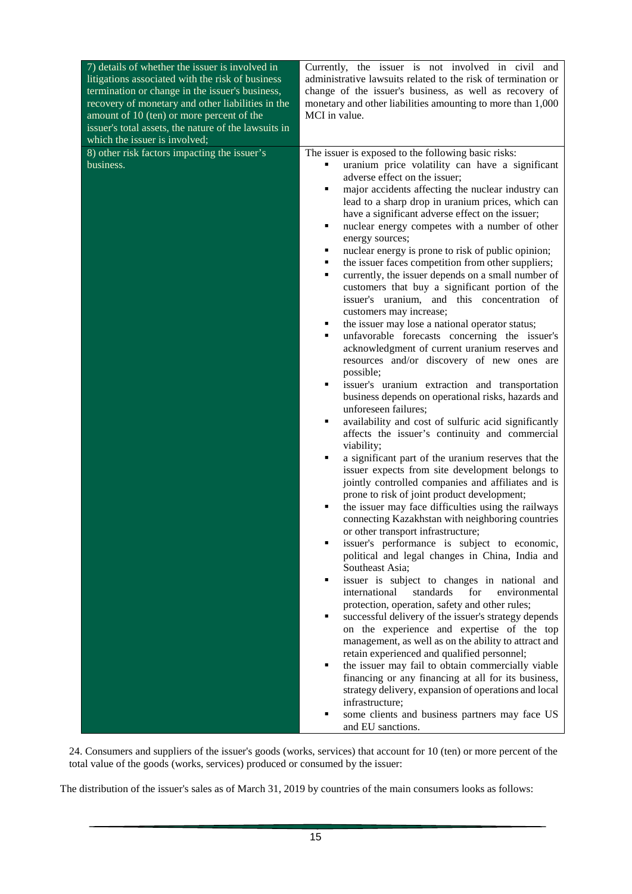| | |
|---|---|
| 7) details of whether the issuer is involved in litigations associated with the risk of business termination or change in the issuer's business, recovery of monetary and other liabilities in the amount of 10 (ten) or more percent of the issuer's total assets, the nature of the lawsuits in which the issuer is involved; | Currently, the issuer is not involved in civil and administrative lawsuits related to the risk of termination or change of the issuer's business, as well as recovery of monetary and other liabilities amounting to more than 1,000 MCI in value. |
| 8) other risk factors impacting the issuer's business. | The issuer is exposed to the following basic risks:<br>▪ uranium price volatility can have a significant adverse effect on the issuer;<br>▪ major accidents affecting the nuclear industry can lead to a sharp drop in uranium prices, which can have a significant adverse effect on the issuer;<br>▪ nuclear energy competes with a number of other energy sources;<br>▪ nuclear energy is prone to risk of public opinion;<br>▪ the issuer faces competition from other suppliers;<br>▪ currently, the issuer depends on a small number of customers that buy a significant portion of the issuer's uranium, and this concentration of customers may increase;<br>▪ the issuer may lose a national operator status;<br>▪ unfavorable forecasts concerning the issuer's acknowledgment of current uranium reserves and resources and/or discovery of new ones are possible;<br>▪ issuer's uranium extraction and transportation business depends on operational risks, hazards and unforeseen failures;<br>▪ availability and cost of sulfuric acid significantly affects the issuer's continuity and commercial viability;<br>▪ a significant part of the uranium reserves that the issuer expects from site development belongs to jointly controlled companies and affiliates and is prone to risk of joint product development;<br>▪ the issuer may face difficulties using the railways connecting Kazakhstan with neighboring countries or other transport infrastructure;<br>▪ issuer's performance is subject to economic, political and legal changes in China, India and Southeast Asia;<br>▪ issuer is subject to changes in national and international standards for environmental protection, operation, safety and other rules;<br>▪ successful delivery of the issuer's strategy depends on the experience and expertise of the top management, as well as on the ability to attract and retain experienced and qualified personnel;<br>▪ the issuer may fail to obtain commercially viable financing or any financing at all for its business, strategy delivery, expansion of operations and local infrastructure;<br>▪ some clients and business partners may face US and EU sanctions. |

24. Consumers and suppliers of the issuer's goods (works, services) that account for 10 (ten) or more percent of the total value of the goods (works, services) produced or consumed by the issuer:

The distribution of the issuer's sales as of March 31, 2019 by countries of the main consumers looks as follows: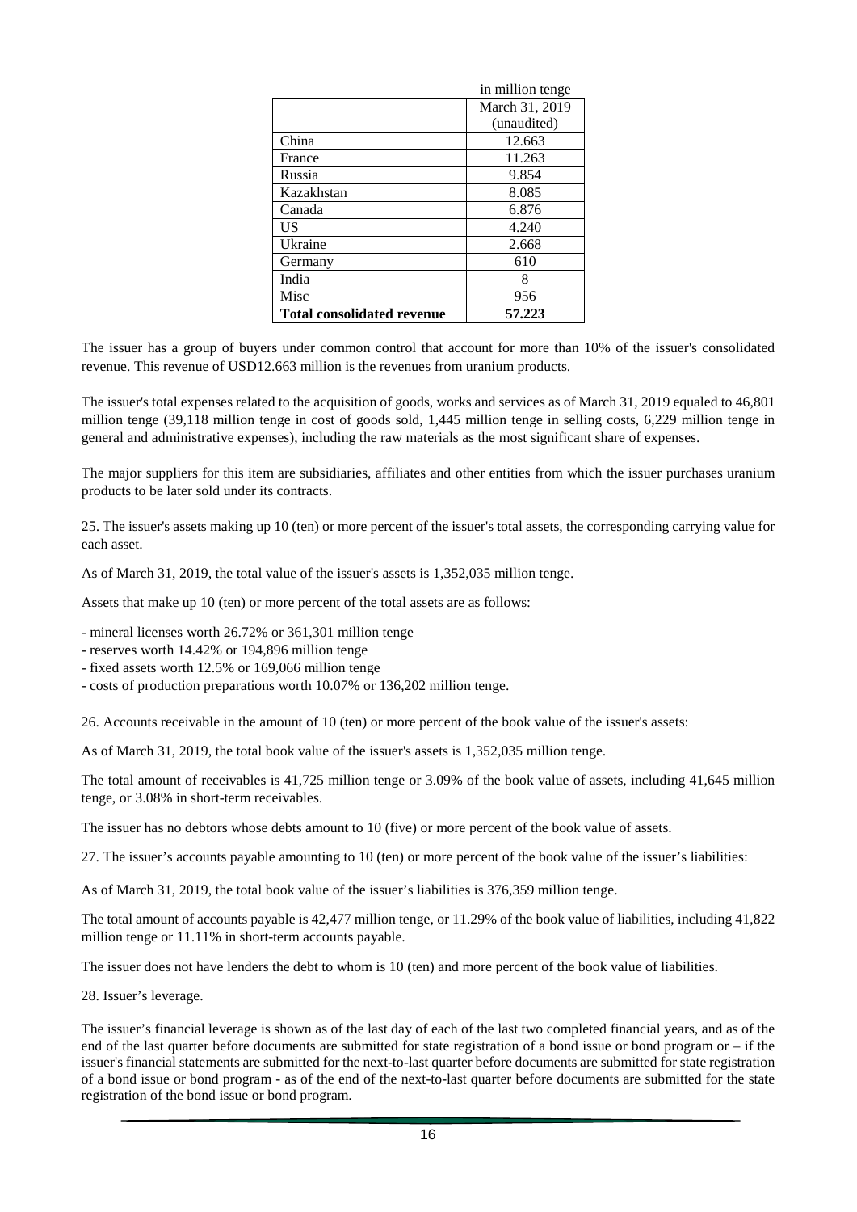in million tenge

| | March 31, 2019 (unaudited) |
|---|---|
| China | 12.663 |
| France | 11.263 |
| Russia | 9.854 |
| Kazakhstan | 8.085 |
| Canada | 6.876 |
| US | 4.240 |
| Ukraine | 2.668 |
| Germany | 610 |
| India | 8 |
| Misc | 956 |
| **Total consolidated revenue** | **57.223** |

The issuer has a group of buyers under common control that account for more than 10% of the issuer's consolidated revenue. This revenue of USD12.663 million is the revenues from uranium products.

The issuer's total expenses related to the acquisition of goods, works and services as of March 31, 2019 equaled to 46,801 million tenge (39,118 million tenge in cost of goods sold, 1,445 million tenge in selling costs, 6,229 million tenge in general and administrative expenses), including the raw materials as the most significant share of expenses.

The major suppliers for this item are subsidiaries, affiliates and other entities from which the issuer purchases uranium products to be later sold under its contracts.

25. The issuer's assets making up 10 (ten) or more percent of the issuer's total assets, the corresponding carrying value for each asset.

As of March 31, 2019, the total value of the issuer's assets is 1,352,035 million tenge.

Assets that make up 10 (ten) or more percent of the total assets are as follows:

- mineral licenses worth 26.72% or 361,301 million tenge
- reserves worth 14.42% or 194,896 million tenge
- fixed assets worth 12.5% or 169,066 million tenge
- costs of production preparations worth 10.07% or 136,202 million tenge.

26. Accounts receivable in the amount of 10 (ten) or more percent of the book value of the issuer's assets:

As of March 31, 2019, the total book value of the issuer's assets is 1,352,035 million tenge.

The total amount of receivables is 41,725 million tenge or 3.09% of the book value of assets, including 41,645 million tenge, or 3.08% in short-term receivables.

The issuer has no debtors whose debts amount to 10 (five) or more percent of the book value of assets.

27. The issuer's accounts payable amounting to 10 (ten) or more percent of the book value of the issuer's liabilities:

As of March 31, 2019, the total book value of the issuer's liabilities is 376,359 million tenge.

The total amount of accounts payable is 42,477 million tenge, or 11.29% of the book value of liabilities, including 41,822 million tenge or 11.11% in short-term accounts payable.

The issuer does not have lenders the debt to whom is 10 (ten) and more percent of the book value of liabilities.

28. Issuer's leverage.

The issuer's financial leverage is shown as of the last day of each of the last two completed financial years, and as of the end of the last quarter before documents are submitted for state registration of a bond issue or bond program or – if the issuer's financial statements are submitted for the next-to-last quarter before documents are submitted for state registration of a bond issue or bond program - as of the end of the next-to-last quarter before documents are submitted for the state registration of the bond issue or bond program.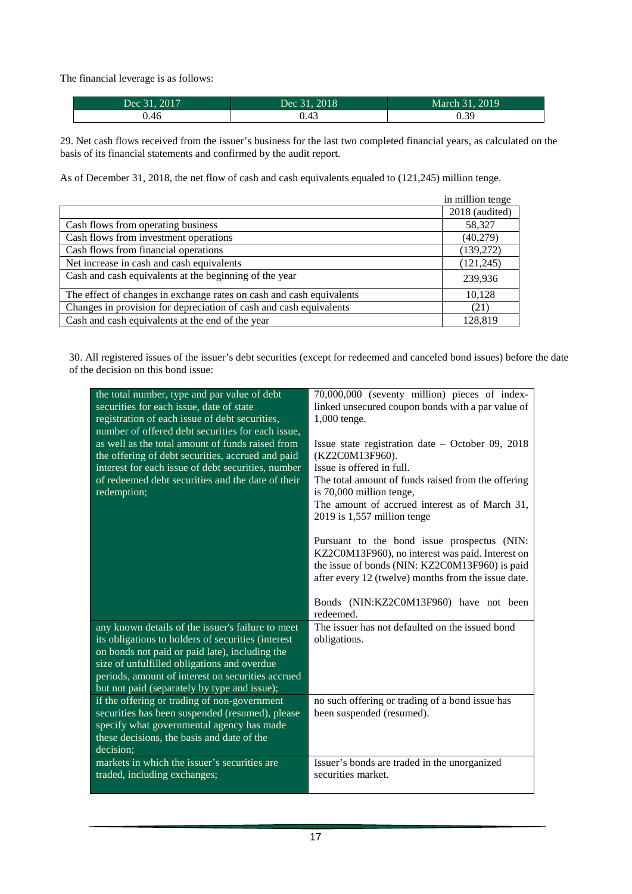The financial leverage is as follows:

| Dec 31, 2017 | Dec 31, 2018 | March 31, 2019 |
|---|---|---|
| 0.46 | 0.43 | 0.39 |

29. Net cash flows received from the issuer's business for the last two completed financial years, as calculated on the basis of its financial statements and confirmed by the audit report.

As of December 31, 2018, the net flow of cash and cash equivalents equaled to (121,245) million tenge.

in million tenge

| | 2018 (audited) |
|---|---|
| Cash flows from operating business | 58,327 |
| Cash flows from investment operations | (40,279) |
| Cash flows from financial operations | (139,272) |
| Net increase in cash and cash equivalents | (121,245) |
| Cash and cash equivalents at the beginning of the year | 239,936 |
| The effect of changes in exchange rates on cash and cash equivalents | 10,128 |
| Changes in provision for depreciation of cash and cash equivalents | (21) |
| Cash and cash equivalents at the end of the year | 128,819 |

30. All registered issues of the issuer's debt securities (except for redeemed and canceled bond issues) before the date of the decision on this bond issue:

| | |
|---|---|
| the total number, type and par value of debt securities for each issue, date of state registration of each issue of debt securities, number of offered debt securities for each issue, as well as the total amount of funds raised from the offering of debt securities, accrued and paid interest for each issue of debt securities, number of redeemed debt securities and the date of their redemption; | 70,000,000 (seventy million) pieces of index-linked unsecured coupon bonds with a par value of 1,000 tenge.<br><br>Issue state registration date – October 09, 2018 (KZ2C0M13F960).<br>Issue is offered in full.<br>The total amount of funds raised from the offering is 70,000 million tenge,<br>The amount of accrued interest as of March 31, 2019 is 1,557 million tenge<br><br>Pursuant to the bond issue prospectus (NIN: KZ2C0M13F960), no interest was paid. Interest on the issue of bonds (NIN: KZ2C0M13F960) is paid after every 12 (twelve) months from the issue date.<br><br>Bonds (NIN:KZ2C0M13F960) have not been redeemed. |
| any known details of the issuer's failure to meet its obligations to holders of securities (interest on bonds not paid or paid late), including the size of unfulfilled obligations and overdue periods, amount of interest on securities accrued but not paid (separately by type and issue); | The issuer has not defaulted on the issued bond obligations. |
| if the offering or trading of non-government securities has been suspended (resumed), please specify what governmental agency has made these decisions, the basis and date of the decision; | no such offering or trading of a bond issue has been suspended (resumed). |
| markets in which the issuer's securities are traded, including exchanges; | Issuer's bonds are traded in the unorganized securities market. |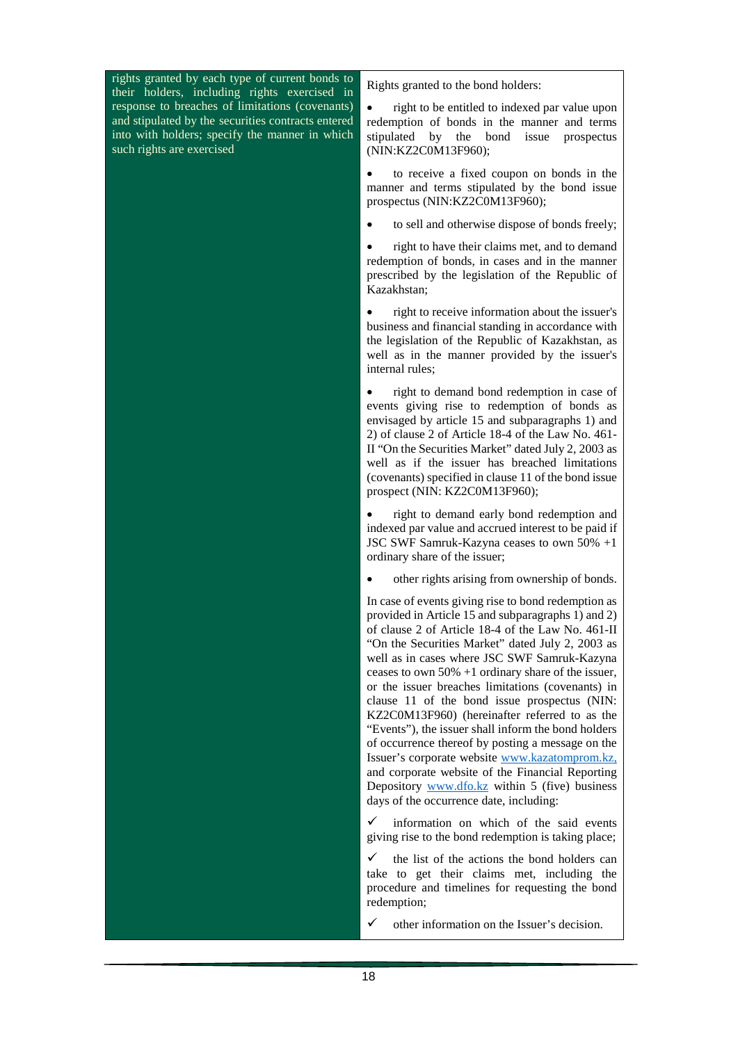| | |
|---|---|
| rights granted by each type of current bonds to their holders, including rights exercised in response to breaches of limitations (covenants) and stipulated by the securities contracts entered into with holders; specify the manner in which such rights are exercised | Rights granted to the bond holders:<br><br>• right to be entitled to indexed par value upon redemption of bonds in the manner and terms stipulated by the bond issue prospectus (NIN:KZ2C0M13F960);<br><br>• to receive a fixed coupon on bonds in the manner and terms stipulated by the bond issue prospectus (NIN:KZ2C0M13F960);<br><br>• to sell and otherwise dispose of bonds freely;<br><br>• right to have their claims met, and to demand redemption of bonds, in cases and in the manner prescribed by the legislation of the Republic of Kazakhstan;<br><br>• right to receive information about the issuer's business and financial standing in accordance with the legislation of the Republic of Kazakhstan, as well as in the manner provided by the issuer's internal rules;<br><br>• right to demand bond redemption in case of events giving rise to redemption of bonds as envisaged by article 15 and subparagraphs 1) and 2) of clause 2 of Article 18-4 of the Law No. 461-II "On the Securities Market" dated July 2, 2003 as well as if the issuer has breached limitations (covenants) specified in clause 11 of the bond issue prospect (NIN: KZ2C0M13F960);<br><br>• right to demand early bond redemption and indexed par value and accrued interest to be paid if JSC SWF Samruk-Kazyna ceases to own 50% +1 ordinary share of the issuer;<br><br>• other rights arising from ownership of bonds.<br><br>In case of events giving rise to bond redemption as provided in Article 15 and subparagraphs 1) and 2) of clause 2 of Article 18-4 of the Law No. 461-II "On the Securities Market" dated July 2, 2003 as well as in cases where JSC SWF Samruk-Kazyna ceases to own 50% +1 ordinary share of the issuer, or the issuer breaches limitations (covenants) in clause 11 of the bond issue prospectus (NIN: KZ2C0M13F960) (hereinafter referred to as the "Events"), the issuer shall inform the bond holders of occurrence thereof by posting a message on the Issuer's corporate website www.kazatomprom.kz, and corporate website of the Financial Reporting Depository www.dfo.kz within 5 (five) business days of the occurrence date, including:<br><br>✓ information on which of the said events giving rise to the bond redemption is taking place;<br><br>✓ the list of the actions the bond holders can take to get their claims met, including the procedure and timelines for requesting the bond redemption;<br><br>✓ other information on the Issuer's decision. |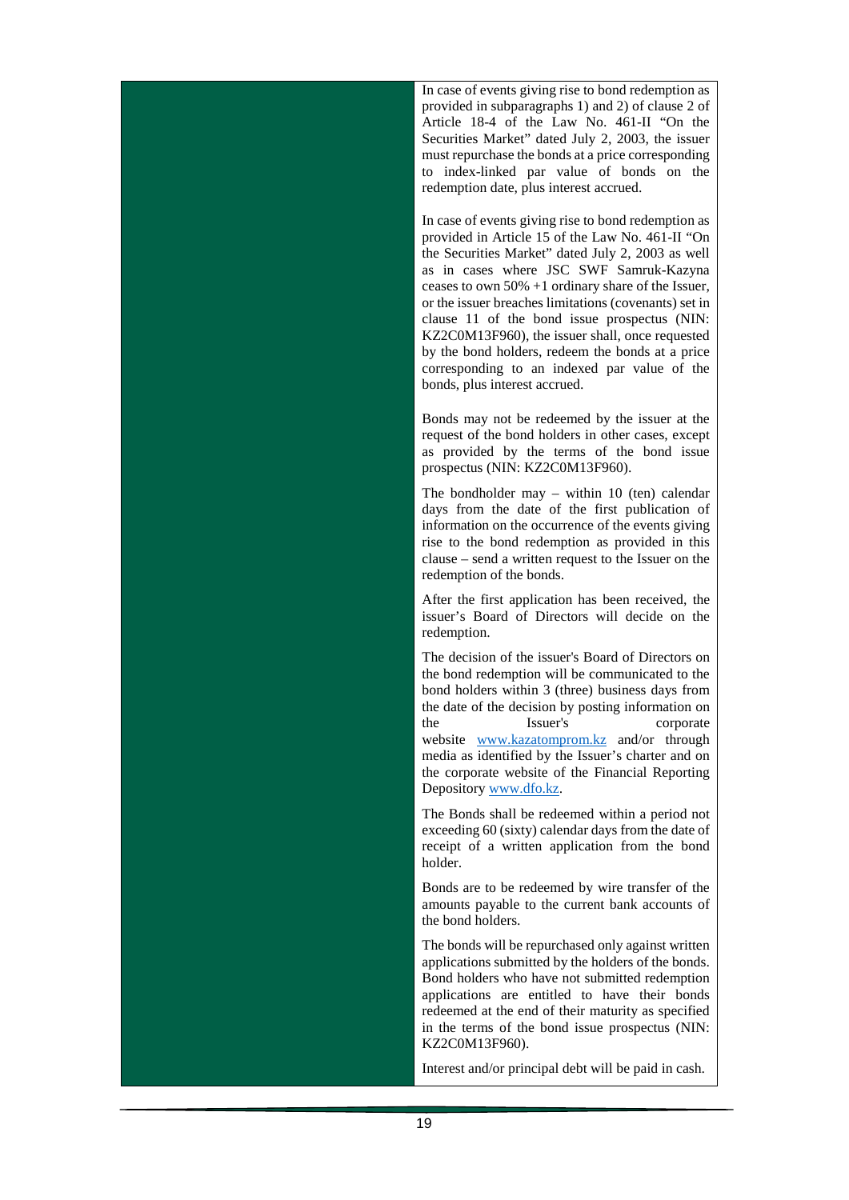| | |
|---|---|
| | In case of events giving rise to bond redemption as provided in subparagraphs 1) and 2) of clause 2 of Article 18-4 of the Law No. 461-II "On the Securities Market" dated July 2, 2003, the issuer must repurchase the bonds at a price corresponding to index-linked par value of bonds on the redemption date, plus interest accrued.<br><br>In case of events giving rise to bond redemption as provided in Article 15 of the Law No. 461-II "On the Securities Market" dated July 2, 2003 as well as in cases where JSC SWF Samruk-Kazyna ceases to own 50% +1 ordinary share of the Issuer, or the issuer breaches limitations (covenants) set in clause 11 of the bond issue prospectus (NIN: KZ2C0M13F960), the issuer shall, once requested by the bond holders, redeem the bonds at a price corresponding to an indexed par value of the bonds, plus interest accrued.<br><br>Bonds may not be redeemed by the issuer at the request of the bond holders in other cases, except as provided by the terms of the bond issue prospectus (NIN: KZ2C0M13F960).<br><br>The bondholder may – within 10 (ten) calendar days from the date of the first publication of information on the occurrence of the events giving rise to the bond redemption as provided in this clause – send a written request to the Issuer on the redemption of the bonds.<br><br>After the first application has been received, the issuer's Board of Directors will decide on the redemption.<br><br>The decision of the issuer's Board of Directors on the bond redemption will be communicated to the bond holders within 3 (three) business days from the date of the decision by posting information on the Issuer's corporate website www.kazatomprom.kz and/or through media as identified by the Issuer's charter and on the corporate website of the Financial Reporting Depository www.dfo.kz.<br><br>The Bonds shall be redeemed within a period not exceeding 60 (sixty) calendar days from the date of receipt of a written application from the bond holder.<br><br>Bonds are to be redeemed by wire transfer of the amounts payable to the current bank accounts of the bond holders.<br><br>The bonds will be repurchased only against written applications submitted by the holders of the bonds. Bond holders who have not submitted redemption applications are entitled to have their bonds redeemed at the end of their maturity as specified in the terms of the bond issue prospectus (NIN: KZ2C0M13F960).<br><br>Interest and/or principal debt will be paid in cash. |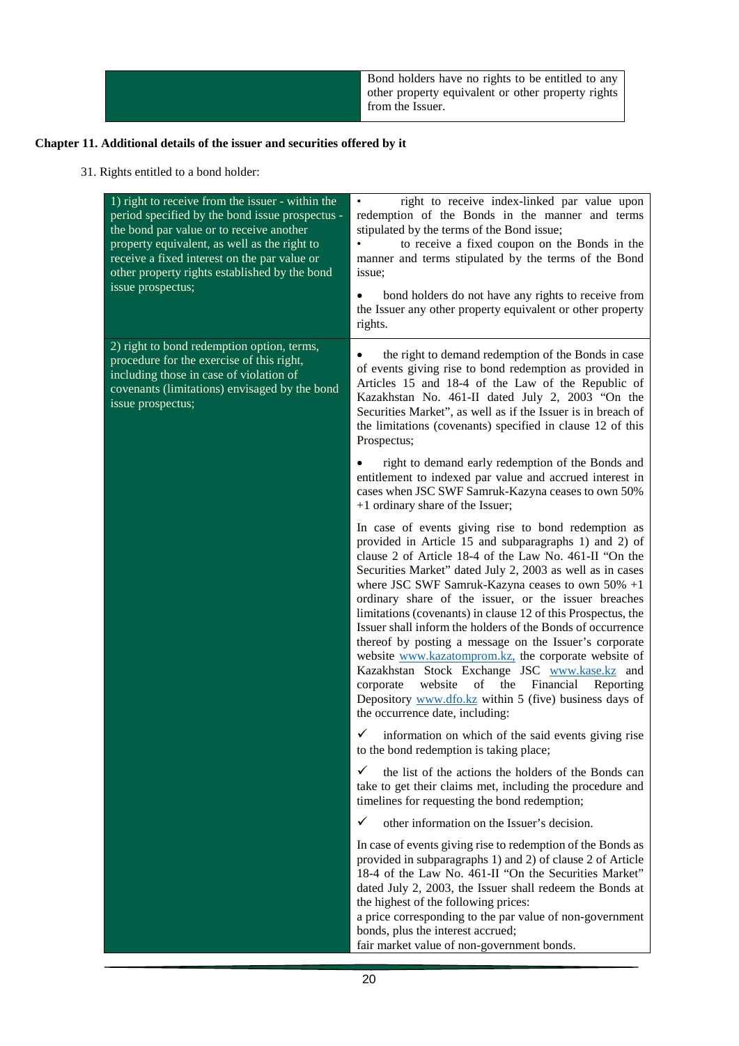| | Bond holders have no rights to be entitled to any other property equivalent or other property rights from the Issuer. |
|---|---|

## Chapter 11. Additional details of the issuer and securities offered by it

31. Rights entitled to a bond holder:

| | |
|---|---|
| 1) right to receive from the issuer - within the period specified by the bond issue prospectus - the bond par value or to receive another property equivalent, as well as the right to receive a fixed interest on the par value or other property rights established by the bond issue prospectus; | • right to receive index-linked par value upon redemption of the Bonds in the manner and terms stipulated by the terms of the Bond issue;<br>• to receive a fixed coupon on the Bonds in the manner and terms stipulated by the terms of the Bond issue;<br><br>• bond holders do not have any rights to receive from the Issuer any other property equivalent or other property rights. |
| 2) right to bond redemption option, terms, procedure for the exercise of this right, including those in case of violation of covenants (limitations) envisaged by the bond issue prospectus; | • the right to demand redemption of the Bonds in case of events giving rise to bond redemption as provided in Articles 15 and 18-4 of the Law of the Republic of Kazakhstan No. 461-II dated July 2, 2003 "On the Securities Market", as well as if the Issuer is in breach of the limitations (covenants) specified in clause 12 of this Prospectus;<br><br>• right to demand early redemption of the Bonds and entitlement to indexed par value and accrued interest in cases when JSC SWF Samruk-Kazyna ceases to own 50% +1 ordinary share of the Issuer;<br><br>In case of events giving rise to bond redemption as provided in Article 15 and subparagraphs 1) and 2) of clause 2 of Article 18-4 of the Law No. 461-II "On the Securities Market" dated July 2, 2003 as well as in cases where JSC SWF Samruk-Kazyna ceases to own 50% +1 ordinary share of the issuer, or the issuer breaches limitations (covenants) in clause 12 of this Prospectus, the Issuer shall inform the holders of the Bonds of occurrence thereof by posting a message on the Issuer's corporate website www.kazatomprom.kz, the corporate website of Kazakhstan Stock Exchange JSC www.kase.kz and corporate website of the Financial Reporting Depository www.dfo.kz within 5 (five) business days of the occurrence date, including:<br><br>✓ information on which of the said events giving rise to the bond redemption is taking place;<br><br>✓ the list of the actions the holders of the Bonds can take to get their claims met, including the procedure and timelines for requesting the bond redemption;<br><br>✓ other information on the Issuer's decision.<br><br>In case of events giving rise to redemption of the Bonds as provided in subparagraphs 1) and 2) of clause 2 of Article 18-4 of the Law No. 461-II "On the Securities Market" dated July 2, 2003, the Issuer shall redeem the Bonds at the highest of the following prices:<br>a price corresponding to the par value of non-government bonds, plus the interest accrued;<br>fair market value of non-government bonds. |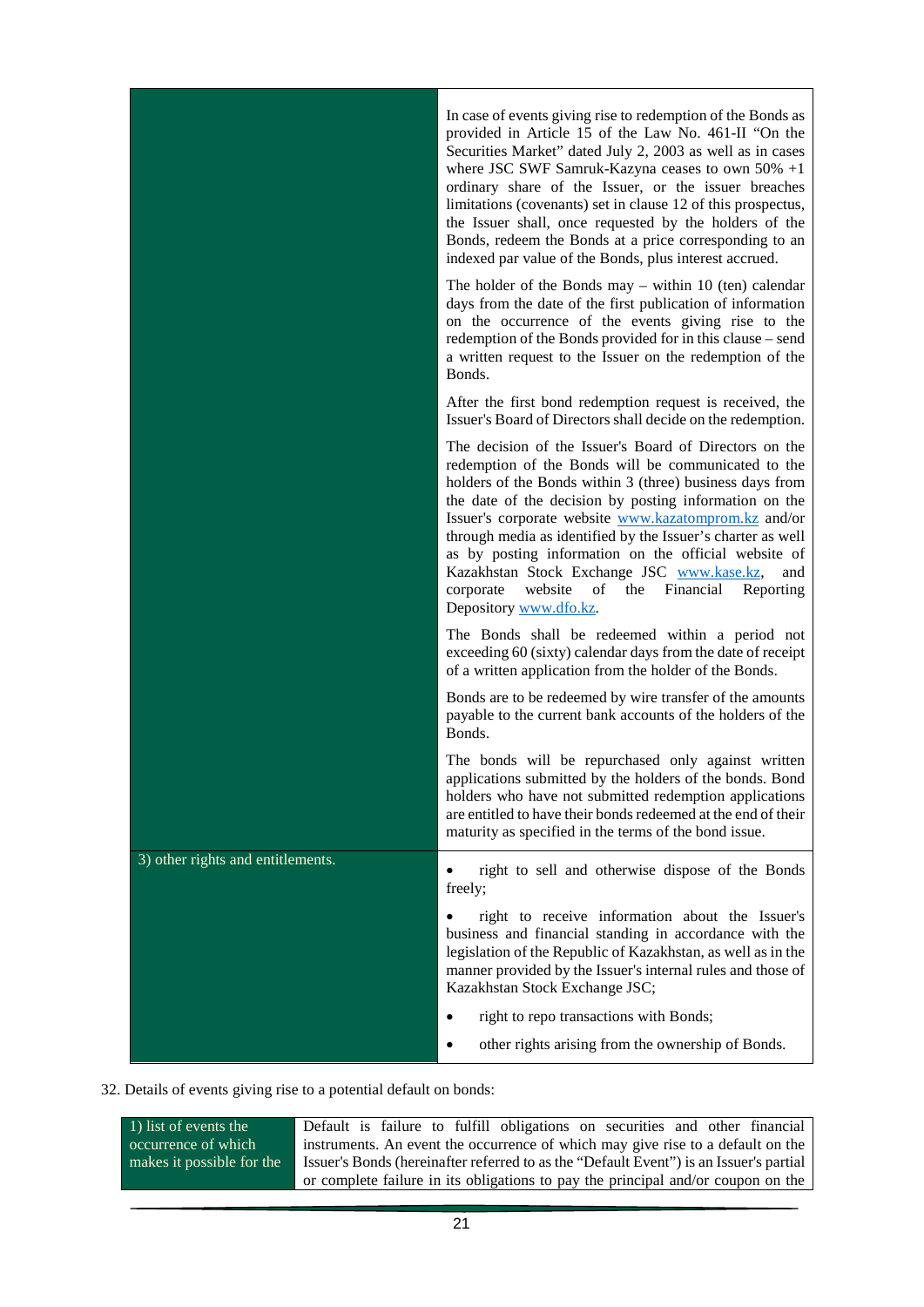| | |
|---|---|
| | In case of events giving rise to redemption of the Bonds as provided in Article 15 of the Law No. 461-II "On the Securities Market" dated July 2, 2003 as well as in cases where JSC SWF Samruk-Kazyna ceases to own 50% +1 ordinary share of the Issuer, or the issuer breaches limitations (covenants) set in clause 12 of this prospectus, the Issuer shall, once requested by the holders of the Bonds, redeem the Bonds at a price corresponding to an indexed par value of the Bonds, plus interest accrued.<br><br>The holder of the Bonds may – within 10 (ten) calendar days from the date of the first publication of information on the occurrence of the events giving rise to the redemption of the Bonds provided for in this clause – send a written request to the Issuer on the redemption of the Bonds.<br><br>After the first bond redemption request is received, the Issuer's Board of Directors shall decide on the redemption.<br><br>The decision of the Issuer's Board of Directors on the redemption of the Bonds will be communicated to the holders of the Bonds within 3 (three) business days from the date of the decision by posting information on the Issuer's corporate website www.kazatomprom.kz and/or through media as identified by the Issuer's charter as well as by posting information on the official website of Kazakhstan Stock Exchange JSC www.kase.kz, and corporate website of the Financial Reporting Depository www.dfo.kz.<br><br>The Bonds shall be redeemed within a period not exceeding 60 (sixty) calendar days from the date of receipt of a written application from the holder of the Bonds.<br><br>Bonds are to be redeemed by wire transfer of the amounts payable to the current bank accounts of the holders of the Bonds.<br><br>The bonds will be repurchased only against written applications submitted by the holders of the bonds. Bond holders who have not submitted redemption applications are entitled to have their bonds redeemed at the end of their maturity as specified in the terms of the bond issue. |
| 3) other rights and entitlements. | • right to sell and otherwise dispose of the Bonds freely;<br><br>• right to receive information about the Issuer's business and financial standing in accordance with the legislation of the Republic of Kazakhstan, as well as in the manner provided by the Issuer's internal rules and those of Kazakhstan Stock Exchange JSC;<br><br>• right to repo transactions with Bonds;<br><br>• other rights arising from the ownership of Bonds. |

32. Details of events giving rise to a potential default on bonds:

| | |
|---|---|
| 1) list of events the occurrence of which makes it possible for the | Default is failure to fulfill obligations on securities and other financial instruments. An event the occurrence of which may give rise to a default on the Issuer's Bonds (hereinafter referred to as the "Default Event") is an Issuer's partial or complete failure in its obligations to pay the principal and/or coupon on the |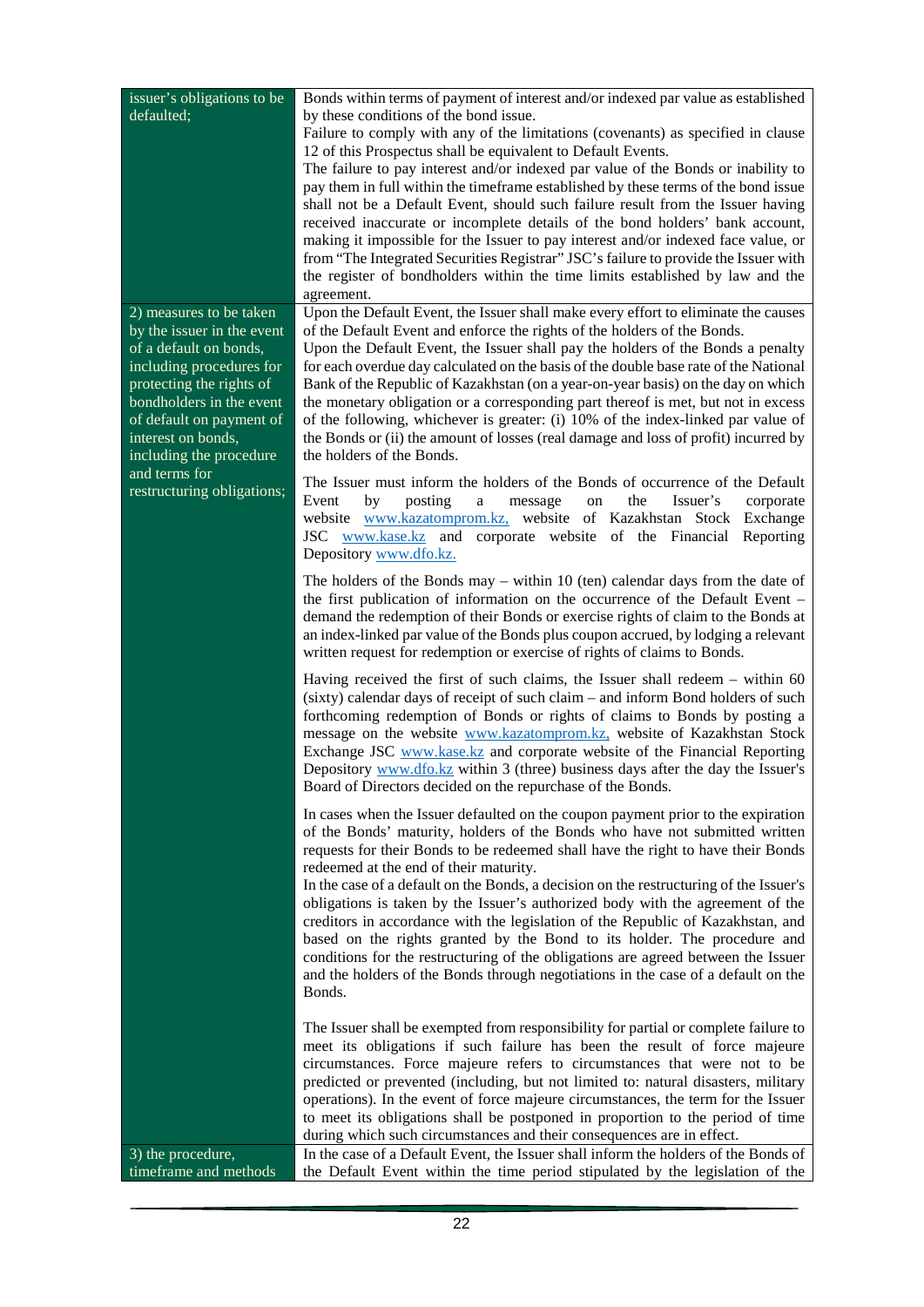| | |
|---|---|
| issuer's obligations to be defaulted; | Bonds within terms of payment of interest and/or indexed par value as established by these conditions of the bond issue.<br>Failure to comply with any of the limitations (covenants) as specified in clause 12 of this Prospectus shall be equivalent to Default Events.<br>The failure to pay interest and/or indexed par value of the Bonds or inability to pay them in full within the timeframe established by these terms of the bond issue shall not be a Default Event, should such failure result from the Issuer having received inaccurate or incomplete details of the bond holders' bank account, making it impossible for the Issuer to pay interest and/or indexed face value, or from "The Integrated Securities Registrar" JSC's failure to provide the Issuer with the register of bondholders within the time limits established by law and the agreement. |
| 2) measures to be taken by the issuer in the event of a default on bonds, including procedures for protecting the rights of bondholders in the event of default on payment of interest on bonds, including the procedure and terms for restructuring obligations; | Upon the Default Event, the Issuer shall make every effort to eliminate the causes of the Default Event and enforce the rights of the holders of the Bonds.<br>Upon the Default Event, the Issuer shall pay the holders of the Bonds a penalty for each overdue day calculated on the basis of the double base rate of the National Bank of the Republic of Kazakhstan (on a year-on-year basis) on the day on which the monetary obligation or a corresponding part thereof is met, but not in excess of the following, whichever is greater: (i) 10% of the index-linked par value of the Bonds or (ii) the amount of losses (real damage and loss of profit) incurred by the holders of the Bonds.<br><br>The Issuer must inform the holders of the Bonds of occurrence of the Default Event by posting a message on the Issuer's corporate website www.kazatomprom.kz, website of Kazakhstan Stock Exchange JSC www.kase.kz and corporate website of the Financial Reporting Depository www.dfo.kz.<br><br>The holders of the Bonds may – within 10 (ten) calendar days from the date of the first publication of information on the occurrence of the Default Event – demand the redemption of their Bonds or exercise rights of claim to the Bonds at an index-linked par value of the Bonds plus coupon accrued, by lodging a relevant written request for redemption or exercise of rights of claims to Bonds.<br><br>Having received the first of such claims, the Issuer shall redeem – within 60 (sixty) calendar days of receipt of such claim – and inform Bond holders of such forthcoming redemption of Bonds or rights of claims to Bonds by posting a message on the website www.kazatomprom.kz, website of Kazakhstan Stock Exchange JSC www.kase.kz and corporate website of the Financial Reporting Depository www.dfo.kz within 3 (three) business days after the day the Issuer's Board of Directors decided on the repurchase of the Bonds.<br><br>In cases when the Issuer defaulted on the coupon payment prior to the expiration of the Bonds' maturity, holders of the Bonds who have not submitted written requests for their Bonds to be redeemed shall have the right to have their Bonds redeemed at the end of their maturity.<br>In the case of a default on the Bonds, a decision on the restructuring of the Issuer's obligations is taken by the Issuer's authorized body with the agreement of the creditors in accordance with the legislation of the Republic of Kazakhstan, and based on the rights granted by the Bond to its holder. The procedure and conditions for the restructuring of the obligations are agreed between the Issuer and the holders of the Bonds through negotiations in the case of a default on the Bonds.<br><br>The Issuer shall be exempted from responsibility for partial or complete failure to meet its obligations if such failure has been the result of force majeure circumstances. Force majeure refers to circumstances that were not to be predicted or prevented (including, but not limited to: natural disasters, military operations). In the event of force majeure circumstances, the term for the Issuer to meet its obligations shall be postponed in proportion to the period of time during which such circumstances and their consequences are in effect. |
| 3) the procedure, timeframe and methods | In the case of a Default Event, the Issuer shall inform the holders of the Bonds of the Default Event within the time period stipulated by the legislation of the |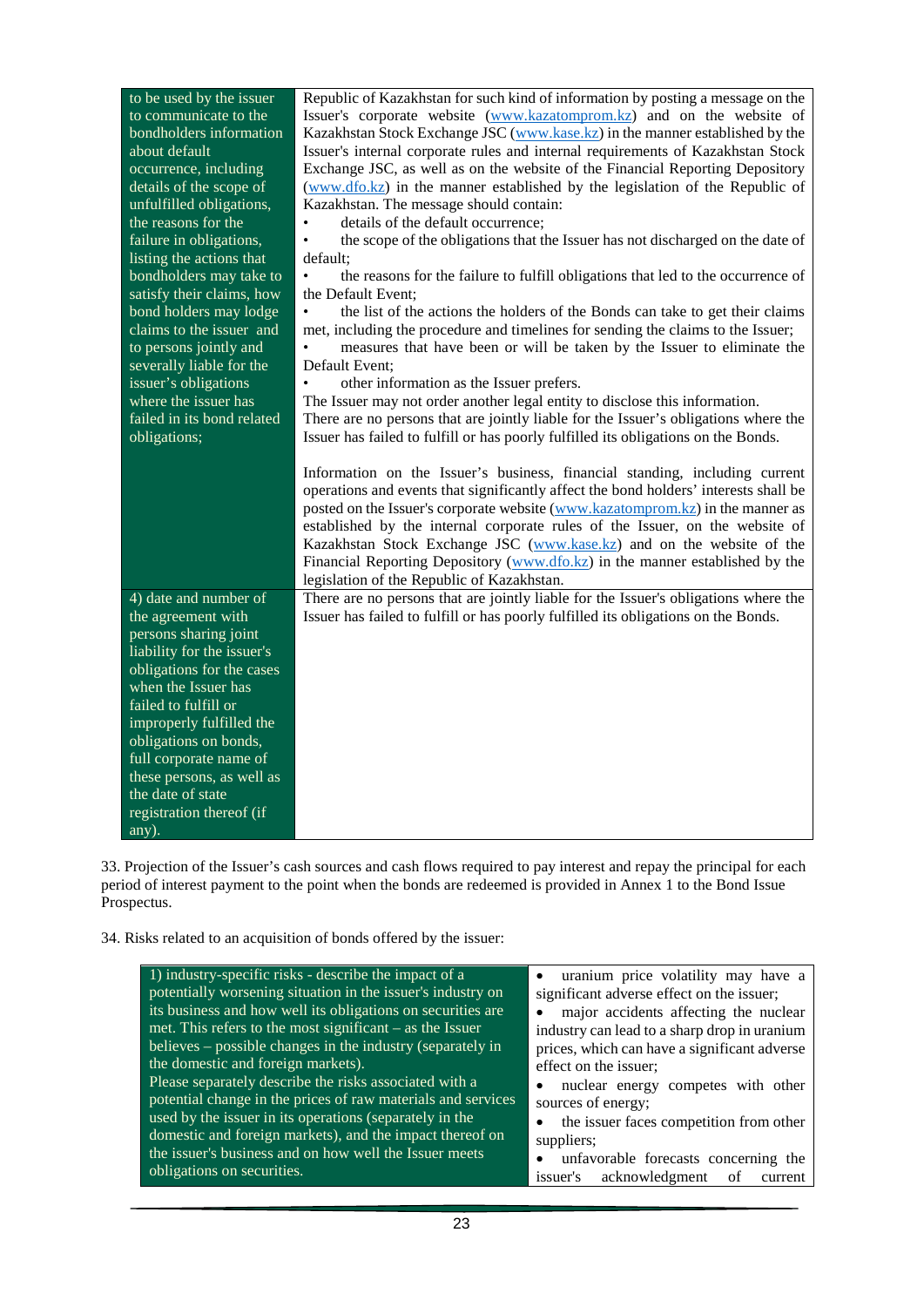| | |
|---|---|
| to be used by the issuer to communicate to the bondholders information about default occurrence, including details of the scope of unfulfilled obligations, the reasons for the failure in obligations, listing the actions that bondholders may take to satisfy their claims, how bond holders may lodge claims to the issuer and to persons jointly and severally liable for the issuer's obligations where the issuer has failed in its bond related obligations; | Republic of Kazakhstan for such kind of information by posting a message on the Issuer's corporate website (www.kazatomprom.kz) and on the website of Kazakhstan Stock Exchange JSC (www.kase.kz) in the manner established by the Issuer's internal corporate rules and internal requirements of Kazakhstan Stock Exchange JSC, as well as on the website of the Financial Reporting Depository (www.dfo.kz) in the manner established by the legislation of the Republic of Kazakhstan. The message should contain:<br>• details of the default occurrence;<br>• the scope of the obligations that the Issuer has not discharged on the date of default;<br>• the reasons for the failure to fulfill obligations that led to the occurrence of the Default Event;<br>• the list of the actions the holders of the Bonds can take to get their claims met, including the procedure and timelines for sending the claims to the Issuer;<br>• measures that have been or will be taken by the Issuer to eliminate the Default Event;<br>• other information as the Issuer prefers.<br>The Issuer may not order another legal entity to disclose this information.<br>There are no persons that are jointly liable for the Issuer's obligations where the Issuer has failed to fulfill or has poorly fulfilled its obligations on the Bonds.<br><br>Information on the Issuer's business, financial standing, including current operations and events that significantly affect the bond holders' interests shall be posted on the Issuer's corporate website (www.kazatomprom.kz) in the manner as established by the internal corporate rules of the Issuer, on the website of Kazakhstan Stock Exchange JSC (www.kase.kz) and on the website of the Financial Reporting Depository (www.dfo.kz) in the manner established by the legislation of the Republic of Kazakhstan. |
| 4) date and number of the agreement with persons sharing joint liability for the issuer's obligations for the cases when the Issuer has failed to fulfill or improperly fulfilled the obligations on bonds, full corporate name of these persons, as well as the date of state registration thereof (if any). | There are no persons that are jointly liable for the Issuer's obligations where the Issuer has failed to fulfill or has poorly fulfilled its obligations on the Bonds. |

33. Projection of the Issuer's cash sources and cash flows required to pay interest and repay the principal for each period of interest payment to the point when the bonds are redeemed is provided in Annex 1 to the Bond Issue Prospectus.

34. Risks related to an acquisition of bonds offered by the issuer:

| | |
|---|---|
| 1) industry-specific risks - describe the impact of a potentially worsening situation in the issuer's industry on its business and how well its obligations on securities are met. This refers to the most significant – as the Issuer believes – possible changes in the industry (separately in the domestic and foreign markets).<br>Please separately describe the risks associated with a potential change in the prices of raw materials and services used by the issuer in its operations (separately in the domestic and foreign markets), and the impact thereof on the issuer's business and on how well the Issuer meets obligations on securities. | • uranium price volatility may have a significant adverse effect on the issuer;<br>• major accidents affecting the nuclear industry can lead to a sharp drop in uranium prices, which can have a significant adverse effect on the issuer;<br>• nuclear energy competes with other sources of energy;<br>• the issuer faces competition from other suppliers;<br>• unfavorable forecasts concerning the issuer's acknowledgment of current |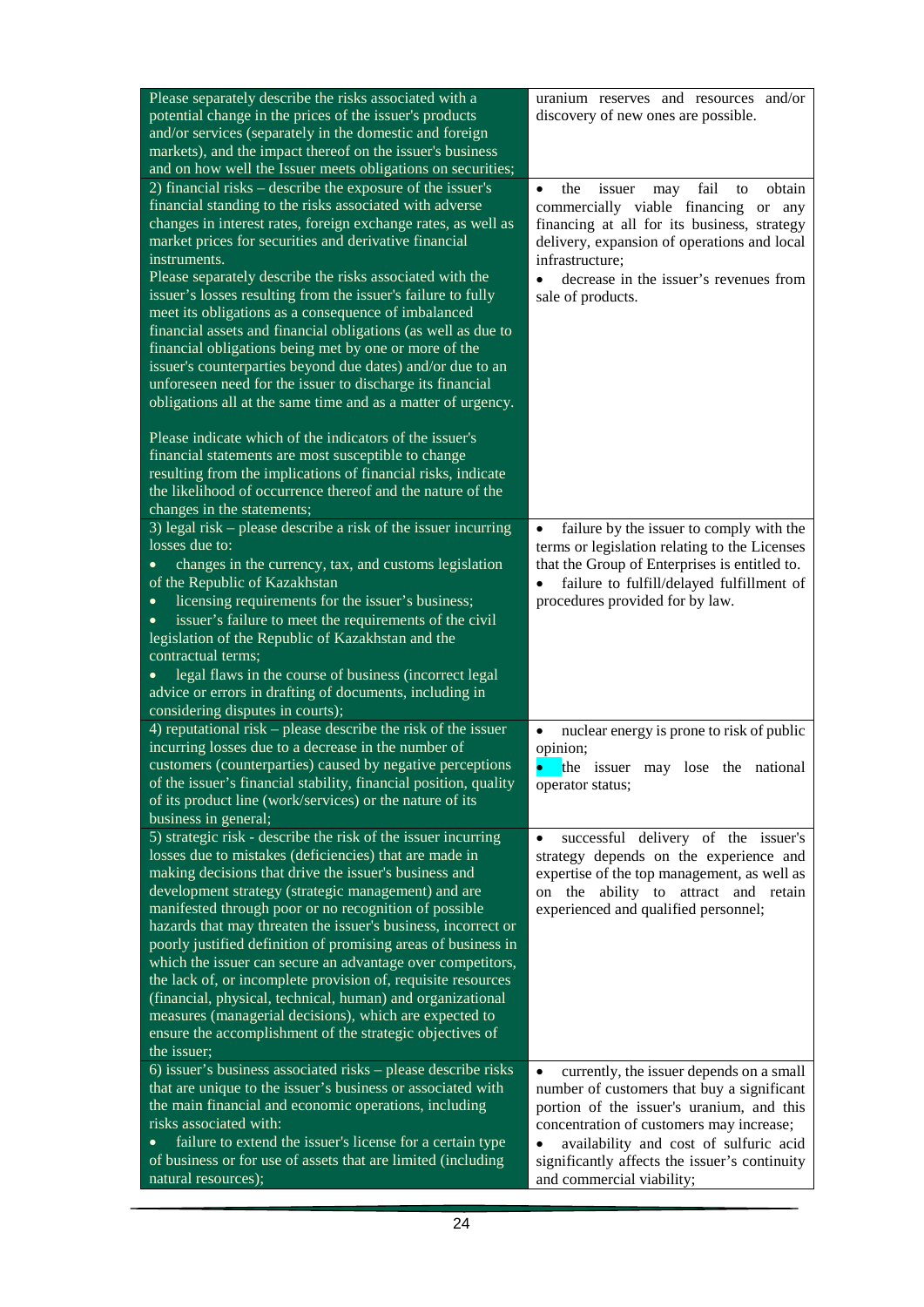| | |
|---|---|
| Please separately describe the risks associated with a potential change in the prices of the issuer's products and/or services (separately in the domestic and foreign markets), and the impact thereof on the issuer's business and on how well the Issuer meets obligations on securities; | uranium reserves and resources and/or discovery of new ones are possible. |
| 2) financial risks – describe the exposure of the issuer's financial standing to the risks associated with adverse changes in interest rates, foreign exchange rates, as well as market prices for securities and derivative financial instruments.<br>Please separately describe the risks associated with the issuer's losses resulting from the issuer's failure to fully meet its obligations as a consequence of imbalanced financial assets and financial obligations (as well as due to financial obligations being met by one or more of the issuer's counterparties beyond due dates) and/or due to an unforeseen need for the issuer to discharge its financial obligations all at the same time and as a matter of urgency.<br><br>Please indicate which of the indicators of the issuer's financial statements are most susceptible to change resulting from the implications of financial risks, indicate the likelihood of occurrence thereof and the nature of the changes in the statements; | • the issuer may fail to obtain commercially viable financing or any financing at all for its business, strategy delivery, expansion of operations and local infrastructure;<br>• decrease in the issuer's revenues from sale of products. |
| 3) legal risk – please describe a risk of the issuer incurring losses due to:<br>• changes in the currency, tax, and customs legislation of the Republic of Kazakhstan<br>• licensing requirements for the issuer's business;<br>• issuer's failure to meet the requirements of the civil legislation of the Republic of Kazakhstan and the contractual terms;<br>• legal flaws in the course of business (incorrect legal advice or errors in drafting of documents, including in considering disputes in courts); | • failure by the issuer to comply with the terms or legislation relating to the Licenses that the Group of Enterprises is entitled to.<br>• failure to fulfill/delayed fulfillment of procedures provided for by law. |
| 4) reputational risk – please describe the risk of the issuer incurring losses due to a decrease in the number of customers (counterparties) caused by negative perceptions of the issuer's financial stability, financial position, quality of its product line (work/services) or the nature of its business in general; | • nuclear energy is prone to risk of public opinion;<br>• the issuer may lose the national operator status; |
| 5) strategic risk - describe the risk of the issuer incurring losses due to mistakes (deficiencies) that are made in making decisions that drive the issuer's business and development strategy (strategic management) and are manifested through poor or no recognition of possible hazards that may threaten the issuer's business, incorrect or poorly justified definition of promising areas of business in which the issuer can secure an advantage over competitors, the lack of, or incomplete provision of, requisite resources (financial, physical, technical, human) and organizational measures (managerial decisions), which are expected to ensure the accomplishment of the strategic objectives of the issuer; | • successful delivery of the issuer's strategy depends on the experience and expertise of the top management, as well as on the ability to attract and retain experienced and qualified personnel; |
| 6) issuer's business associated risks – please describe risks that are unique to the issuer's business or associated with the main financial and economic operations, including risks associated with:<br>• failure to extend the issuer's license for a certain type of business or for use of assets that are limited (including natural resources); | • currently, the issuer depends on a small number of customers that buy a significant portion of the issuer's uranium, and this concentration of customers may increase;<br>• availability and cost of sulfuric acid significantly affects the issuer's continuity and commercial viability; |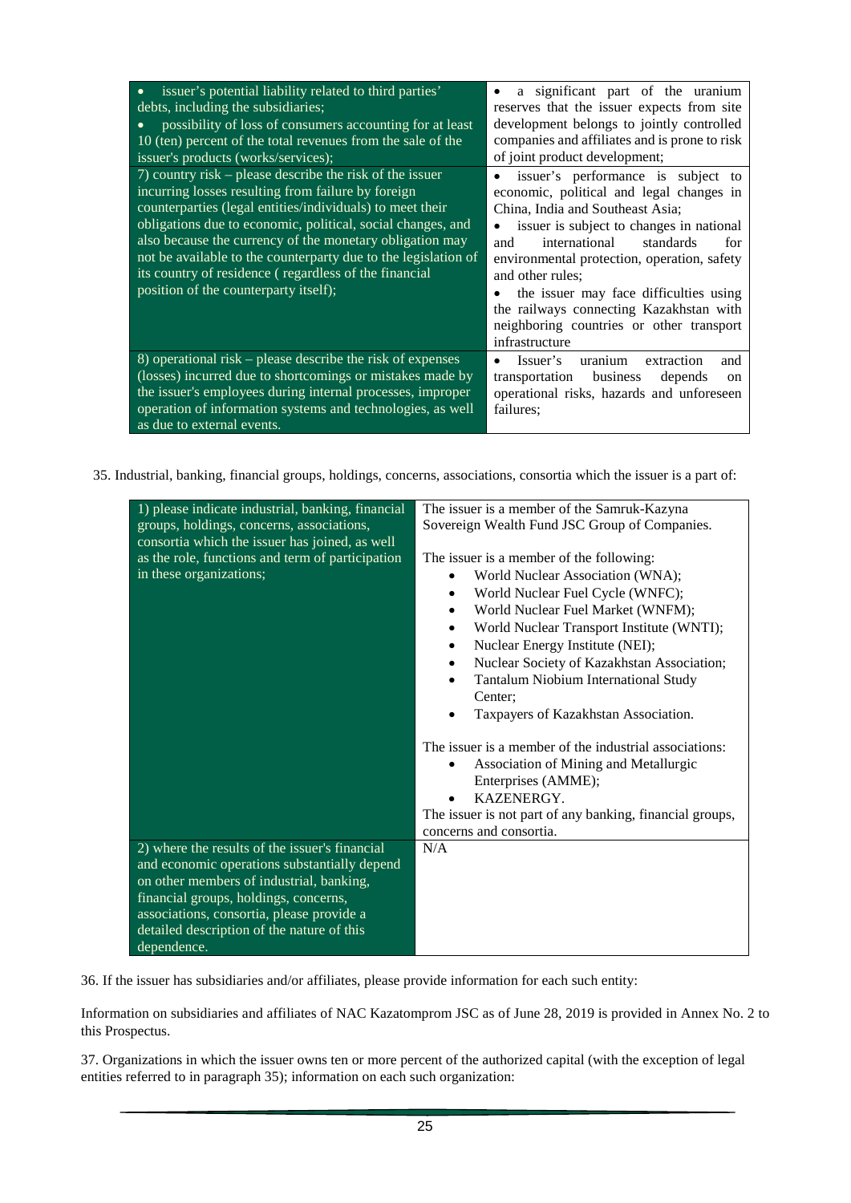| | |
|---|---|
| • issuer's potential liability related to third parties' debts, including the subsidiaries;<br>• possibility of loss of consumers accounting for at least 10 (ten) percent of the total revenues from the sale of the issuer's products (works/services); | • a significant part of the uranium reserves that the issuer expects from site development belongs to jointly controlled companies and affiliates and is prone to risk of joint product development; |
| 7) country risk – please describe the risk of the issuer incurring losses resulting from failure by foreign counterparties (legal entities/individuals) to meet their obligations due to economic, political, social changes, and also because the currency of the monetary obligation may not be available to the counterparty due to the legislation of its country of residence ( regardless of the financial position of the counterparty itself); | • issuer's performance is subject to economic, political and legal changes in China, India and Southeast Asia;<br>• issuer is subject to changes in national and international standards for environmental protection, operation, safety and other rules;<br>• the issuer may face difficulties using the railways connecting Kazakhstan with neighboring countries or other transport infrastructure |
| 8) operational risk – please describe the risk of expenses (losses) incurred due to shortcomings or mistakes made by the issuer's employees during internal processes, improper operation of information systems and technologies, as well as due to external events. | • Issuer's uranium extraction and transportation business depends on operational risks, hazards and unforeseen failures; |

35. Industrial, banking, financial groups, holdings, concerns, associations, consortia which the issuer is a part of:

| | |
|---|---|
| 1) please indicate industrial, banking, financial groups, holdings, concerns, associations, consortia which the issuer has joined, as well as the role, functions and term of participation in these organizations; | The issuer is a member of the Samruk-Kazyna Sovereign Wealth Fund JSC Group of Companies.<br><br>The issuer is a member of the following:<br>• World Nuclear Association (WNA);<br>• World Nuclear Fuel Cycle (WNFC);<br>• World Nuclear Fuel Market (WNFM);<br>• World Nuclear Transport Institute (WNTI);<br>• Nuclear Energy Institute (NEI);<br>• Nuclear Society of Kazakhstan Association;<br>• Tantalum Niobium International Study Center;<br>• Taxpayers of Kazakhstan Association.<br><br>The issuer is a member of the industrial associations:<br>• Association of Mining and Metallurgic Enterprises (AMME);<br>• KAZENERGY.<br>The issuer is not part of any banking, financial groups, concerns and consortia. |
| 2) where the results of the issuer's financial and economic operations substantially depend on other members of industrial, banking, financial groups, holdings, concerns, associations, consortia, please provide a detailed description of the nature of this dependence. | N/A |

36. If the issuer has subsidiaries and/or affiliates, please provide information for each such entity:

Information on subsidiaries and affiliates of NAC Kazatomprom JSC as of June 28, 2019 is provided in Annex No. 2 to this Prospectus.

37. Organizations in which the issuer owns ten or more percent of the authorized capital (with the exception of legal entities referred to in paragraph 35); information on each such organization: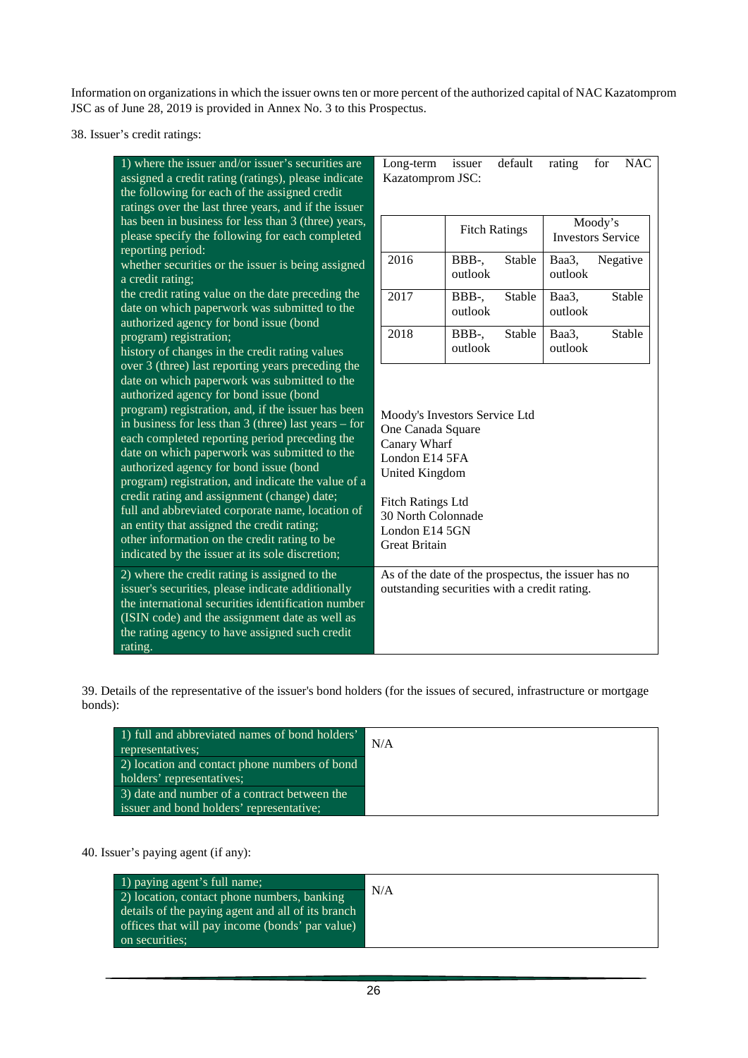Information on organizations in which the issuer owns ten or more percent of the authorized capital of NAC Kazatomprom JSC as of June 28, 2019 is provided in Annex No. 3 to this Prospectus.

38. Issuer's credit ratings:

| | |
|---|---|
| 1) where the issuer and/or issuer's securities are assigned a credit rating (ratings), please indicate the following for each of the assigned credit ratings over the last three years, and if the issuer has been in business for less than 3 (three) years, please specify the following for each completed reporting period:<br>whether securities or the issuer is being assigned a credit rating;<br>the credit rating value on the date preceding the date on which paperwork was submitted to the authorized agency for bond issue (bond program) registration;<br>history of changes in the credit rating values over 3 (three) last reporting years preceding the date on which paperwork was submitted to the authorized agency for bond issue (bond program) registration, and, if the issuer has been in business for less than 3 (three) last years – for each completed reporting period preceding the date on which paperwork was submitted to the authorized agency for bond issue (bond program) registration, and indicate the value of a credit rating and assignment (change) date;<br>full and abbreviated corporate name, location of an entity that assigned the credit rating;<br>other information on the credit rating to be indicated by the issuer at its sole discretion; | Long-term issuer default rating for NAC Kazatomprom JSC:<br><br>Year / Fitch Ratings / Moody's Investors Service:<br>2016 / BBB-, Stable outlook / Baa3, Negative outlook<br>2017 / BBB-, Stable outlook / Baa3, Stable outlook<br>2018 / BBB-, Stable outlook / Baa3, Stable outlook<br><br>Moody's Investors Service Ltd<br>One Canada Square<br>Canary Wharf<br>London E14 5FA<br>United Kingdom<br><br>Fitch Ratings Ltd<br>30 North Colonnade<br>London E14 5GN<br>Great Britain |
| 2) where the credit rating is assigned to the issuer's securities, please indicate additionally the international securities identification number (ISIN code) and the assignment date as well as the rating agency to have assigned such credit rating. | As of the date of the prospectus, the issuer has no outstanding securities with a credit rating. |

39. Details of the representative of the issuer's bond holders (for the issues of secured, infrastructure or mortgage bonds):

| | |
|---|---|
| 1) full and abbreviated names of bond holders' representatives;<br>2) location and contact phone numbers of bond holders' representatives;<br>3) date and number of a contract between the issuer and bond holders' representative; | N/A |

40. Issuer's paying agent (if any):

| | |
|---|---|
| 1) paying agent's full name;<br>2) location, contact phone numbers, banking details of the paying agent and all of its branch offices that will pay income (bonds' par value) on securities; | N/A |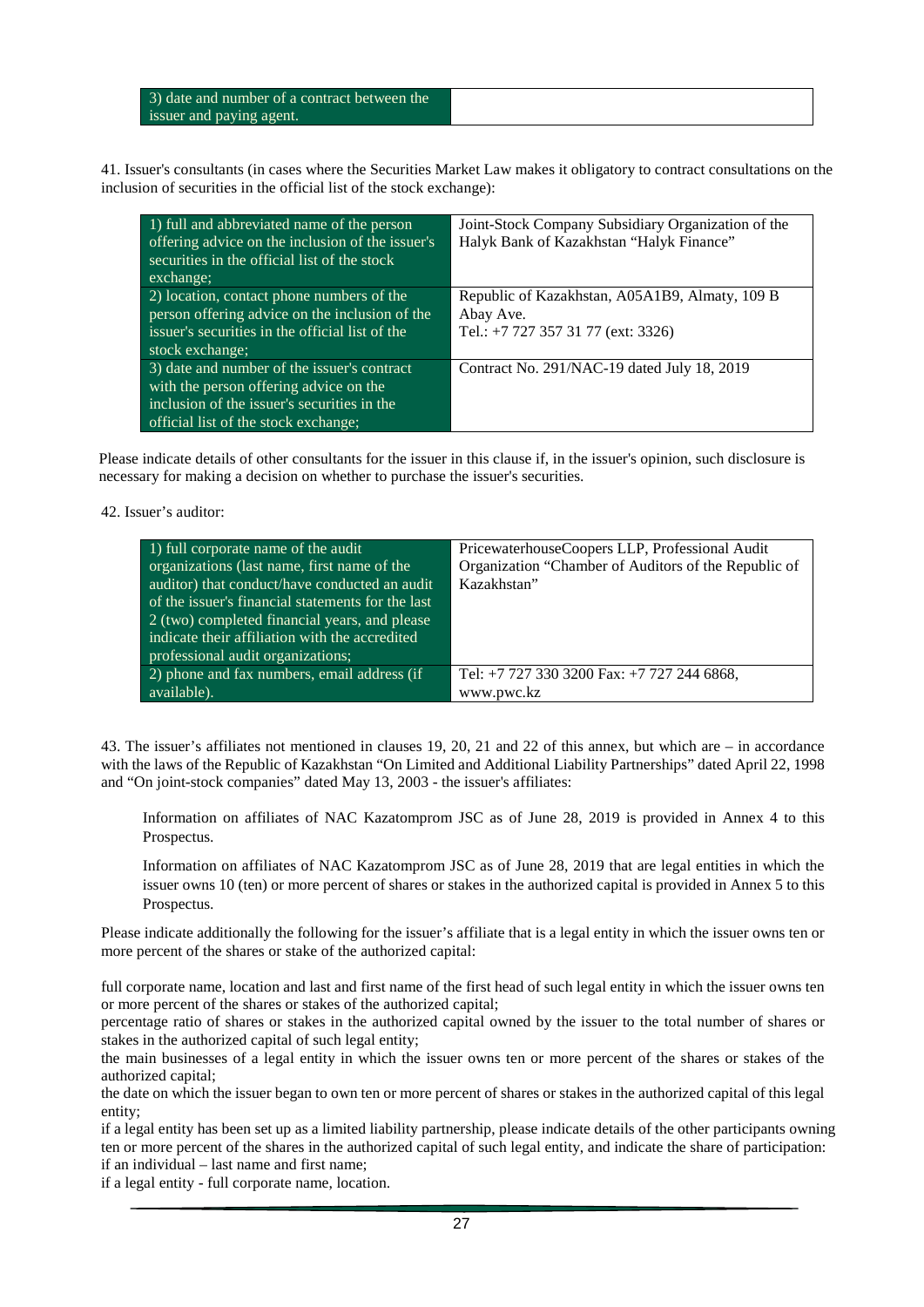| 3) date and number of a contract between the issuer and paying agent. | |
|---|---|

41. Issuer's consultants (in cases where the Securities Market Law makes it obligatory to contract consultations on the inclusion of securities in the official list of the stock exchange):

| 1) full and abbreviated name of the person offering advice on the inclusion of the issuer's securities in the official list of the stock exchange; | Joint-Stock Company Subsidiary Organization of the Halyk Bank of Kazakhstan "Halyk Finance" |
|---|---|
| 2) location, contact phone numbers of the person offering advice on the inclusion of the issuer's securities in the official list of the stock exchange; | Republic of Kazakhstan, A05A1B9, Almaty, 109 B Abay Ave.<br>Tel.: +7 727 357 31 77 (ext: 3326) |
| 3) date and number of the issuer's contract with the person offering advice on the inclusion of the issuer's securities in the official list of the stock exchange; | Contract No. 291/NAC-19 dated July 18, 2019 |

Please indicate details of other consultants for the issuer in this clause if, in the issuer's opinion, such disclosure is necessary for making a decision on whether to purchase the issuer's securities.

42. Issuer's auditor:

| 1) full corporate name of the audit organizations (last name, first name of the auditor) that conduct/have conducted an audit of the issuer's financial statements for the last 2 (two) completed financial years, and please indicate their affiliation with the accredited professional audit organizations; | PricewaterhouseCoopers LLP, Professional Audit Organization "Chamber of Auditors of the Republic of Kazakhstan" |
|---|---|
| 2) phone and fax numbers, email address (if available). | Tel: +7 727 330 3200 Fax: +7 727 244 6868, www.pwc.kz |

43. The issuer's affiliates not mentioned in clauses 19, 20, 21 and 22 of this annex, but which are – in accordance with the laws of the Republic of Kazakhstan "On Limited and Additional Liability Partnerships" dated April 22, 1998 and "On joint-stock companies" dated May 13, 2003 - the issuer's affiliates:

Information on affiliates of NAC Kazatomprom JSC as of June 28, 2019 is provided in Annex 4 to this Prospectus.

Information on affiliates of NAC Kazatomprom JSC as of June 28, 2019 that are legal entities in which the issuer owns 10 (ten) or more percent of shares or stakes in the authorized capital is provided in Annex 5 to this Prospectus.

Please indicate additionally the following for the issuer's affiliate that is a legal entity in which the issuer owns ten or more percent of the shares or stake of the authorized capital:

full corporate name, location and last and first name of the first head of such legal entity in which the issuer owns ten or more percent of the shares or stakes of the authorized capital;
percentage ratio of shares or stakes in the authorized capital owned by the issuer to the total number of shares or stakes in the authorized capital of such legal entity;
the main businesses of a legal entity in which the issuer owns ten or more percent of the shares or stakes of the authorized capital;
the date on which the issuer began to own ten or more percent of shares or stakes in the authorized capital of this legal entity;
if a legal entity has been set up as a limited liability partnership, please indicate details of the other participants owning ten or more percent of the shares in the authorized capital of such legal entity, and indicate the share of participation:
if an individual – last name and first name;
if a legal entity - full corporate name, location.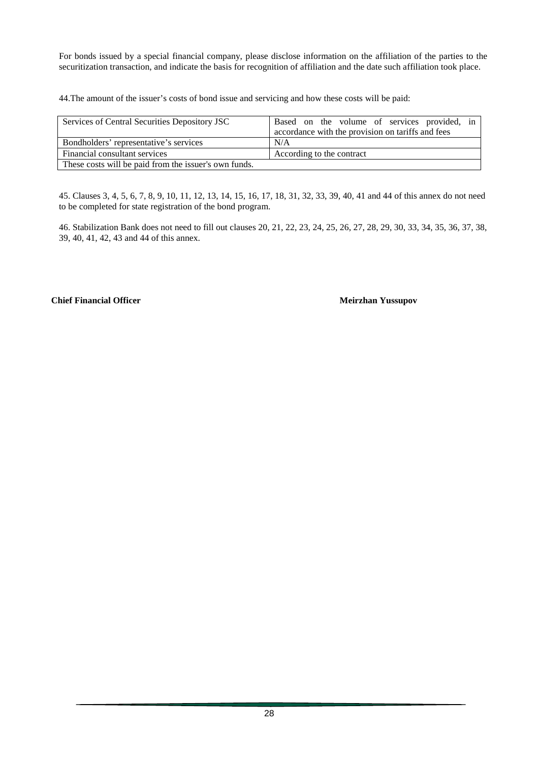For bonds issued by a special financial company, please disclose information on the affiliation of the parties to the securitization transaction, and indicate the basis for recognition of affiliation and the date such affiliation took place.

44.The amount of the issuer's costs of bond issue and servicing and how these costs will be paid:

| | |
|---|---|
| Services of Central Securities Depository JSC | Based on the volume of services provided, in accordance with the provision on tariffs and fees |
| Bondholders' representative's services | N/A |
| Financial consultant services | According to the contract |
| These costs will be paid from the issuer's own funds. | |

45. Clauses 3, 4, 5, 6, 7, 8, 9, 10, 11, 12, 13, 14, 15, 16, 17, 18, 31, 32, 33, 39, 40, 41 and 44 of this annex do not need to be completed for state registration of the bond program.

46. Stabilization Bank does not need to fill out clauses 20, 21, 22, 23, 24, 25, 26, 27, 28, 29, 30, 33, 34, 35, 36, 37, 38, 39, 40, 41, 42, 43 and 44 of this annex.

**Chief Financial Officer** **Meirzhan Yussupov**